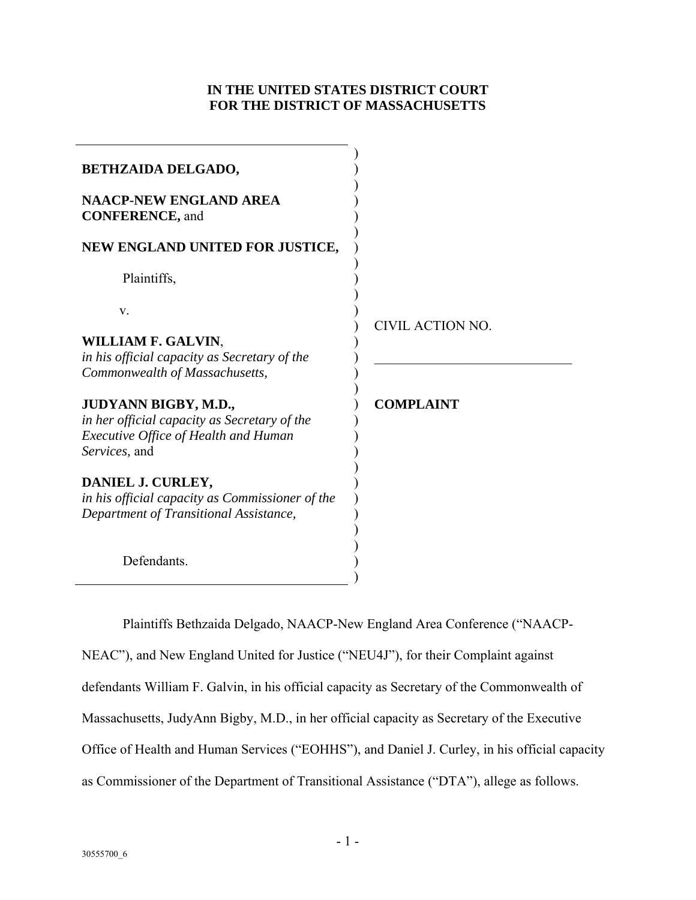**IN THE UNITED STATES DISTRICT COURT**
**FOR THE DISTRICT OF MASSACHUSETTS**

**BETHZAIDA DELGADO,**

**NAACP-NEW ENGLAND AREA CONFERENCE,** and

**NEW ENGLAND UNITED FOR JUSTICE,**

Plaintiffs,

v.

**WILLIAM F. GALVIN**, *in his official capacity as Secretary of the Commonwealth of Massachusetts,*

**JUDYANN BIGBY, M.D.,** *in her official capacity as Secretary of the Executive Office of Health and Human Services,* and

**DANIEL J. CURLEY,** *in his official capacity as Commissioner of the Department of Transitional Assistance,*

Defendants.

CIVIL ACTION NO.

\_\_\_\_\_\_\_\_\_\_\_\_\_\_\_\_\_\_\_\_\_\_\_\_\_\_\_\_

**COMPLAINT**

Plaintiffs Bethzaida Delgado, NAACP-New England Area Conference ("NAACP-NEAC"), and New England United for Justice ("NEU4J"), for their Complaint against defendants William F. Galvin, in his official capacity as Secretary of the Commonwealth of Massachusetts, JudyAnn Bigby, M.D., in her official capacity as Secretary of the Executive Office of Health and Human Services ("EOHHS"), and Daniel J. Curley, in his official capacity as Commissioner of the Department of Transitional Assistance ("DTA"), allege as follows.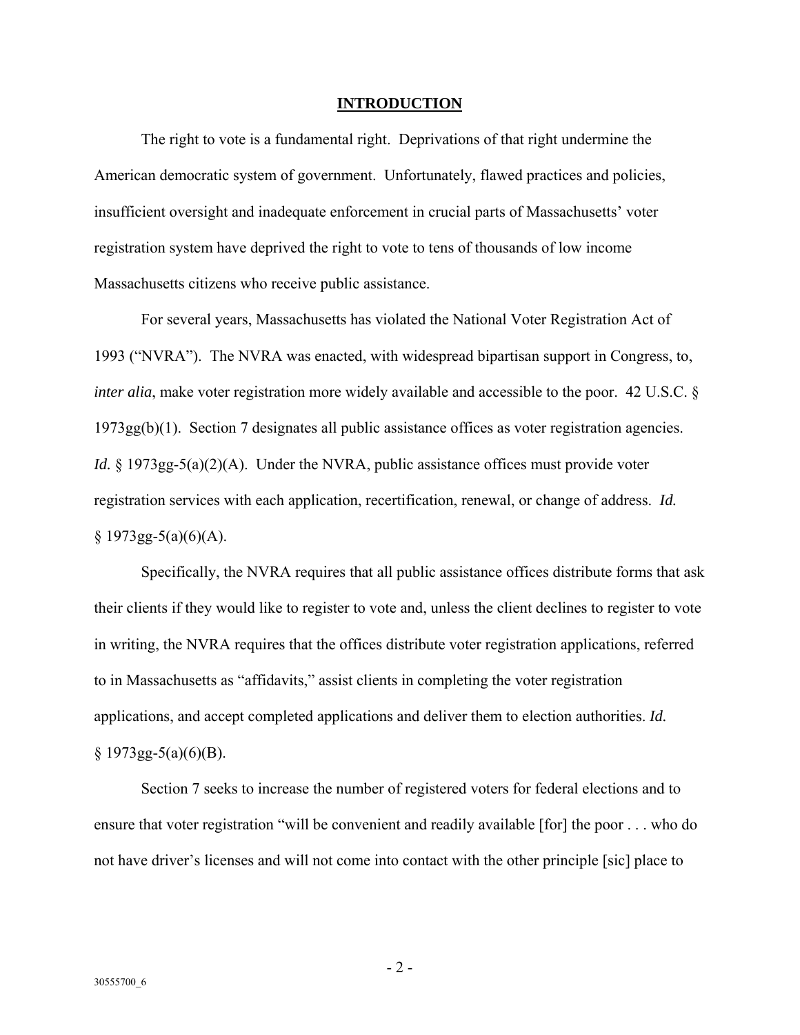## INTRODUCTION

The right to vote is a fundamental right. Deprivations of that right undermine the American democratic system of government. Unfortunately, flawed practices and policies, insufficient oversight and inadequate enforcement in crucial parts of Massachusetts' voter registration system have deprived the right to vote to tens of thousands of low income Massachusetts citizens who receive public assistance.

For several years, Massachusetts has violated the National Voter Registration Act of 1993 ("NVRA"). The NVRA was enacted, with widespread bipartisan support in Congress, to, *inter alia*, make voter registration more widely available and accessible to the poor. 42 U.S.C. § 1973gg(b)(1). Section 7 designates all public assistance offices as voter registration agencies. *Id.* § 1973gg-5(a)(2)(A). Under the NVRA, public assistance offices must provide voter registration services with each application, recertification, renewal, or change of address. *Id.* § 1973gg-5(a)(6)(A).

Specifically, the NVRA requires that all public assistance offices distribute forms that ask their clients if they would like to register to vote and, unless the client declines to register to vote in writing, the NVRA requires that the offices distribute voter registration applications, referred to in Massachusetts as "affidavits," assist clients in completing the voter registration applications, and accept completed applications and deliver them to election authorities. *Id.* § 1973gg-5(a)(6)(B).

Section 7 seeks to increase the number of registered voters for federal elections and to ensure that voter registration "will be convenient and readily available [for] the poor . . . who do not have driver's licenses and will not come into contact with the other principle [sic] place to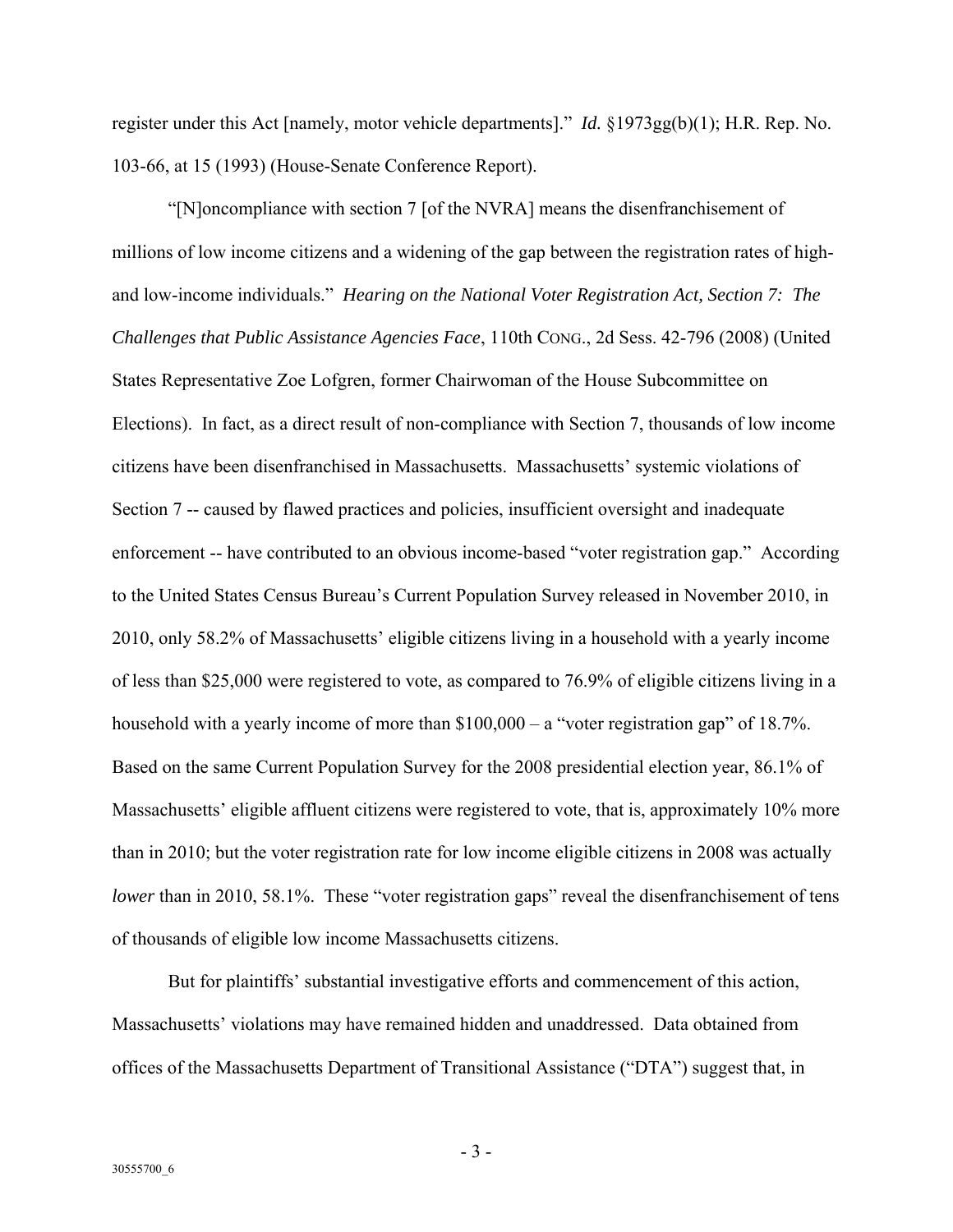register under this Act [namely, motor vehicle departments]." *Id.* §1973gg(b)(1); H.R. Rep. No. 103-66, at 15 (1993) (House-Senate Conference Report).

"[N]oncompliance with section 7 [of the NVRA] means the disenfranchisement of millions of low income citizens and a widening of the gap between the registration rates of high- and low-income individuals." *Hearing on the National Voter Registration Act, Section 7: The Challenges that Public Assistance Agencies Face*, 110th CONG., 2d Sess. 42-796 (2008) (United States Representative Zoe Lofgren, former Chairwoman of the House Subcommittee on Elections). In fact, as a direct result of non-compliance with Section 7, thousands of low income citizens have been disenfranchised in Massachusetts. Massachusetts' systemic violations of Section 7 -- caused by flawed practices and policies, insufficient oversight and inadequate enforcement -- have contributed to an obvious income-based "voter registration gap." According to the United States Census Bureau's Current Population Survey released in November 2010, in 2010, only 58.2% of Massachusetts' eligible citizens living in a household with a yearly income of less than $25,000 were registered to vote, as compared to 76.9% of eligible citizens living in a household with a yearly income of more than $100,000 – a "voter registration gap" of 18.7%. Based on the same Current Population Survey for the 2008 presidential election year, 86.1% of Massachusetts' eligible affluent citizens were registered to vote, that is, approximately 10% more than in 2010; but the voter registration rate for low income eligible citizens in 2008 was actually *lower* than in 2010, 58.1%. These "voter registration gaps" reveal the disenfranchisement of tens of thousands of eligible low income Massachusetts citizens.

But for plaintiffs' substantial investigative efforts and commencement of this action, Massachusetts' violations may have remained hidden and unaddressed. Data obtained from offices of the Massachusetts Department of Transitional Assistance ("DTA") suggest that, in

30555700_6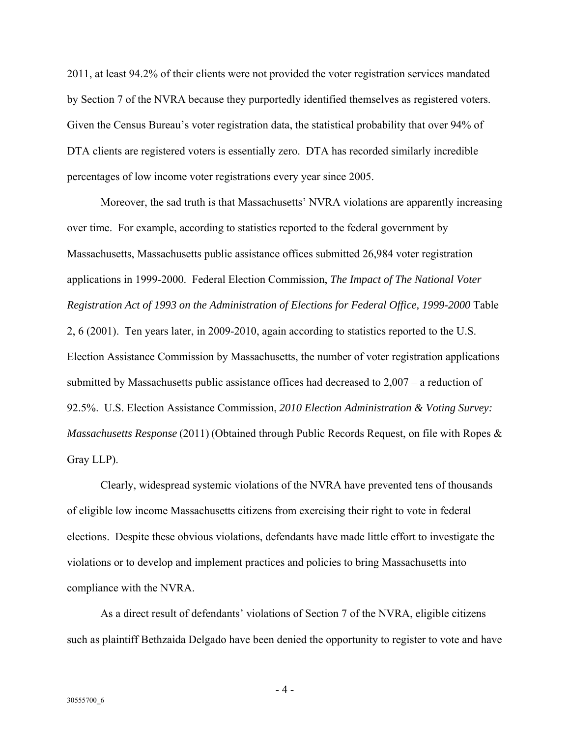2011, at least 94.2% of their clients were not provided the voter registration services mandated by Section 7 of the NVRA because they purportedly identified themselves as registered voters. Given the Census Bureau's voter registration data, the statistical probability that over 94% of DTA clients are registered voters is essentially zero. DTA has recorded similarly incredible percentages of low income voter registrations every year since 2005.

Moreover, the sad truth is that Massachusetts' NVRA violations are apparently increasing over time. For example, according to statistics reported to the federal government by Massachusetts, Massachusetts public assistance offices submitted 26,984 voter registration applications in 1999-2000. Federal Election Commission, *The Impact of The National Voter Registration Act of 1993 on the Administration of Elections for Federal Office, 1999-2000* Table 2, 6 (2001). Ten years later, in 2009-2010, again according to statistics reported to the U.S. Election Assistance Commission by Massachusetts, the number of voter registration applications submitted by Massachusetts public assistance offices had decreased to 2,007 – a reduction of 92.5%. U.S. Election Assistance Commission, *2010 Election Administration & Voting Survey: Massachusetts Response* (2011) (Obtained through Public Records Request, on file with Ropes & Gray LLP).

Clearly, widespread systemic violations of the NVRA have prevented tens of thousands of eligible low income Massachusetts citizens from exercising their right to vote in federal elections. Despite these obvious violations, defendants have made little effort to investigate the violations or to develop and implement practices and policies to bring Massachusetts into compliance with the NVRA.

As a direct result of defendants' violations of Section 7 of the NVRA, eligible citizens such as plaintiff Bethzaida Delgado have been denied the opportunity to register to vote and have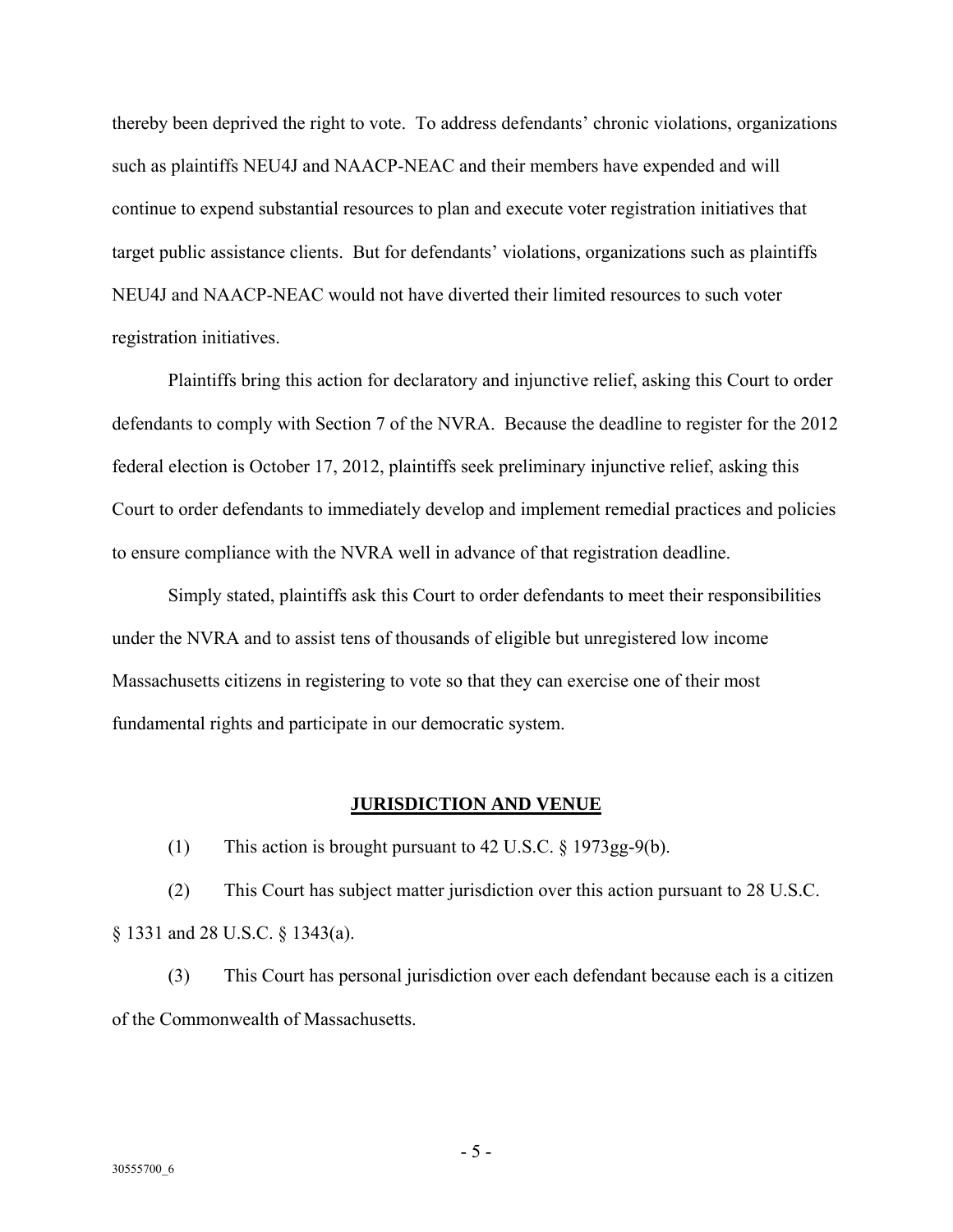thereby been deprived the right to vote. To address defendants' chronic violations, organizations such as plaintiffs NEU4J and NAACP-NEAC and their members have expended and will continue to expend substantial resources to plan and execute voter registration initiatives that target public assistance clients. But for defendants' violations, organizations such as plaintiffs NEU4J and NAACP-NEAC would not have diverted their limited resources to such voter registration initiatives.

Plaintiffs bring this action for declaratory and injunctive relief, asking this Court to order defendants to comply with Section 7 of the NVRA. Because the deadline to register for the 2012 federal election is October 17, 2012, plaintiffs seek preliminary injunctive relief, asking this Court to order defendants to immediately develop and implement remedial practices and policies to ensure compliance with the NVRA well in advance of that registration deadline.

Simply stated, plaintiffs ask this Court to order defendants to meet their responsibilities under the NVRA and to assist tens of thousands of eligible but unregistered low income Massachusetts citizens in registering to vote so that they can exercise one of their most fundamental rights and participate in our democratic system.

## JURISDICTION AND VENUE

(1) This action is brought pursuant to 42 U.S.C. § 1973gg-9(b).

(2) This Court has subject matter jurisdiction over this action pursuant to 28 U.S.C. § 1331 and 28 U.S.C. § 1343(a).

(3) This Court has personal jurisdiction over each defendant because each is a citizen of the Commonwealth of Massachusetts.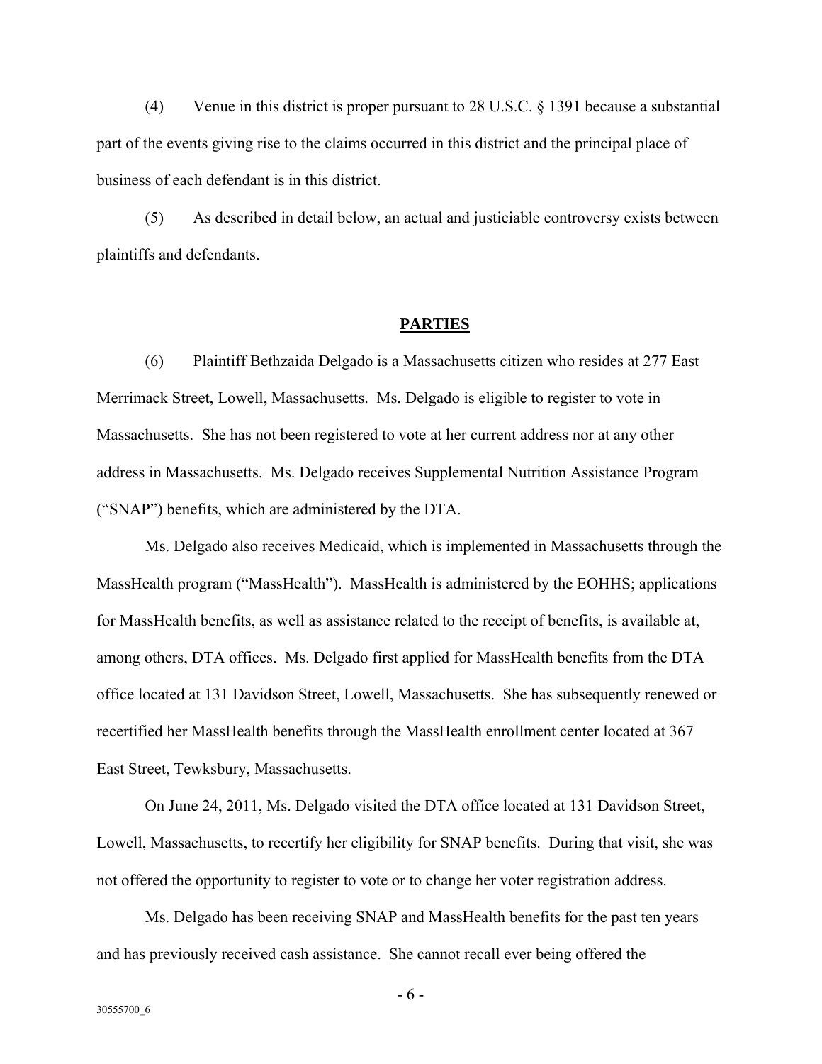(4) Venue in this district is proper pursuant to 28 U.S.C. § 1391 because a substantial part of the events giving rise to the claims occurred in this district and the principal place of business of each defendant is in this district.

(5) As described in detail below, an actual and justiciable controversy exists between plaintiffs and defendants.

## PARTIES

(6) Plaintiff Bethzaida Delgado is a Massachusetts citizen who resides at 277 East Merrimack Street, Lowell, Massachusetts. Ms. Delgado is eligible to register to vote in Massachusetts. She has not been registered to vote at her current address nor at any other address in Massachusetts. Ms. Delgado receives Supplemental Nutrition Assistance Program ("SNAP") benefits, which are administered by the DTA.

Ms. Delgado also receives Medicaid, which is implemented in Massachusetts through the MassHealth program ("MassHealth"). MassHealth is administered by the EOHHS; applications for MassHealth benefits, as well as assistance related to the receipt of benefits, is available at, among others, DTA offices. Ms. Delgado first applied for MassHealth benefits from the DTA office located at 131 Davidson Street, Lowell, Massachusetts. She has subsequently renewed or recertified her MassHealth benefits through the MassHealth enrollment center located at 367 East Street, Tewksbury, Massachusetts.

On June 24, 2011, Ms. Delgado visited the DTA office located at 131 Davidson Street, Lowell, Massachusetts, to recertify her eligibility for SNAP benefits. During that visit, she was not offered the opportunity to register to vote or to change her voter registration address.

Ms. Delgado has been receiving SNAP and MassHealth benefits for the past ten years and has previously received cash assistance. She cannot recall ever being offered the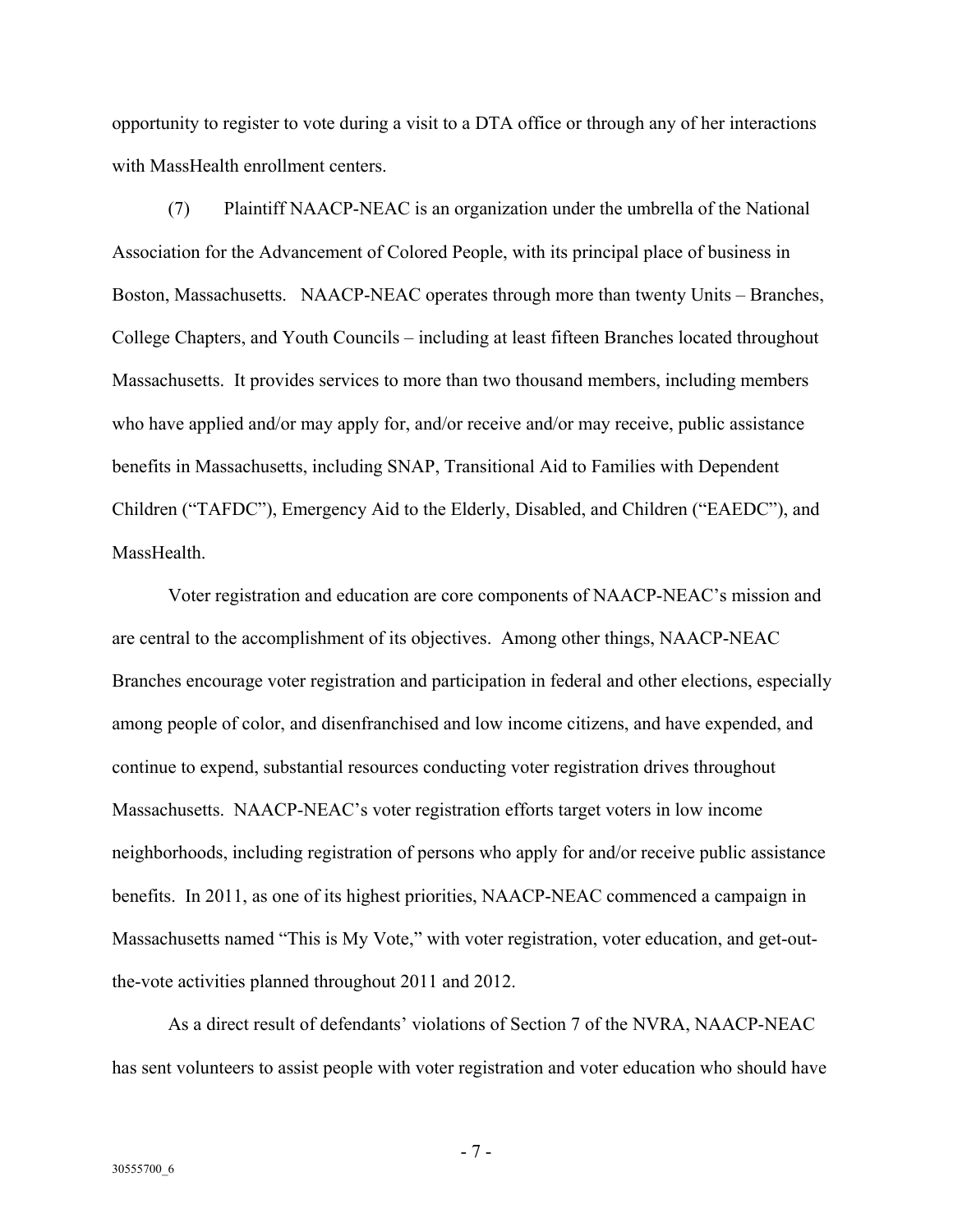opportunity to register to vote during a visit to a DTA office or through any of her interactions with MassHealth enrollment centers.

(7) Plaintiff NAACP-NEAC is an organization under the umbrella of the National Association for the Advancement of Colored People, with its principal place of business in Boston, Massachusetts. NAACP-NEAC operates through more than twenty Units – Branches, College Chapters, and Youth Councils – including at least fifteen Branches located throughout Massachusetts. It provides services to more than two thousand members, including members who have applied and/or may apply for, and/or receive and/or may receive, public assistance benefits in Massachusetts, including SNAP, Transitional Aid to Families with Dependent Children ("TAFDC"), Emergency Aid to the Elderly, Disabled, and Children ("EAEDC"), and MassHealth.

Voter registration and education are core components of NAACP-NEAC's mission and are central to the accomplishment of its objectives. Among other things, NAACP-NEAC Branches encourage voter registration and participation in federal and other elections, especially among people of color, and disenfranchised and low income citizens, and have expended, and continue to expend, substantial resources conducting voter registration drives throughout Massachusetts. NAACP-NEAC's voter registration efforts target voters in low income neighborhoods, including registration of persons who apply for and/or receive public assistance benefits. In 2011, as one of its highest priorities, NAACP-NEAC commenced a campaign in Massachusetts named "This is My Vote," with voter registration, voter education, and get-out-the-vote activities planned throughout 2011 and 2012.

As a direct result of defendants' violations of Section 7 of the NVRA, NAACP-NEAC has sent volunteers to assist people with voter registration and voter education who should have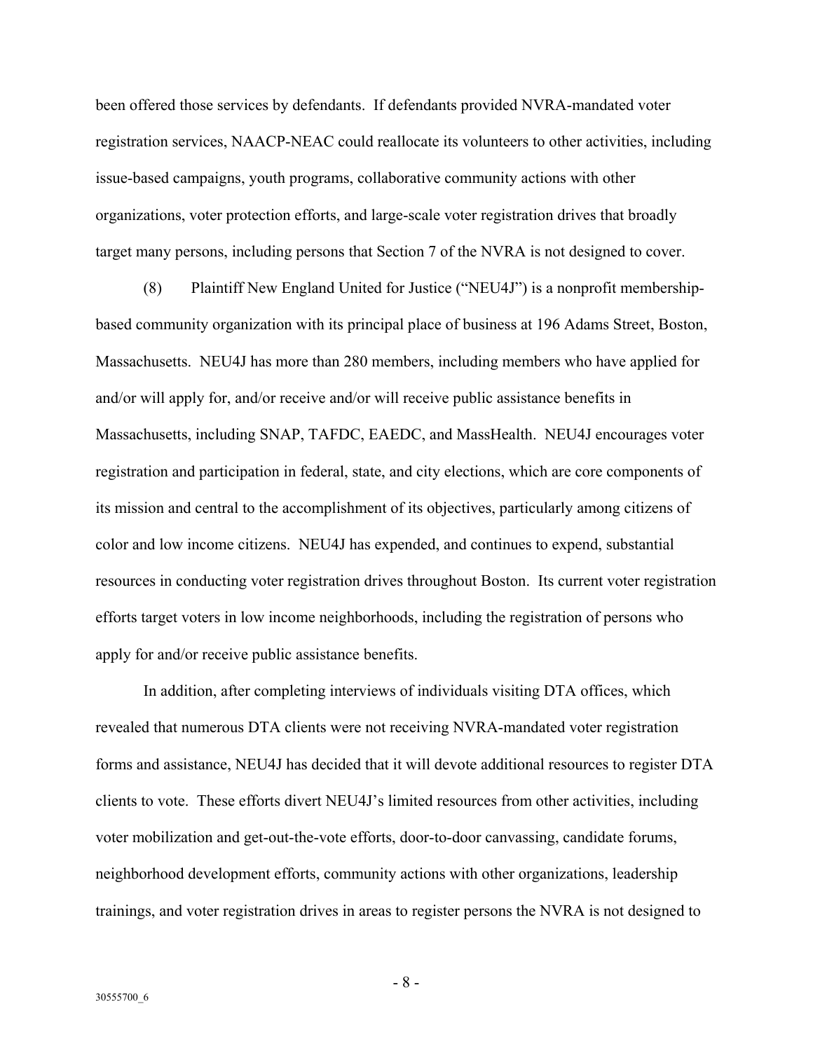been offered those services by defendants. If defendants provided NVRA-mandated voter registration services, NAACP-NEAC could reallocate its volunteers to other activities, including issue-based campaigns, youth programs, collaborative community actions with other organizations, voter protection efforts, and large-scale voter registration drives that broadly target many persons, including persons that Section 7 of the NVRA is not designed to cover.

(8) Plaintiff New England United for Justice ("NEU4J") is a nonprofit membership-based community organization with its principal place of business at 196 Adams Street, Boston, Massachusetts. NEU4J has more than 280 members, including members who have applied for and/or will apply for, and/or receive and/or will receive public assistance benefits in Massachusetts, including SNAP, TAFDC, EAEDC, and MassHealth. NEU4J encourages voter registration and participation in federal, state, and city elections, which are core components of its mission and central to the accomplishment of its objectives, particularly among citizens of color and low income citizens. NEU4J has expended, and continues to expend, substantial resources in conducting voter registration drives throughout Boston. Its current voter registration efforts target voters in low income neighborhoods, including the registration of persons who apply for and/or receive public assistance benefits.

In addition, after completing interviews of individuals visiting DTA offices, which revealed that numerous DTA clients were not receiving NVRA-mandated voter registration forms and assistance, NEU4J has decided that it will devote additional resources to register DTA clients to vote. These efforts divert NEU4J's limited resources from other activities, including voter mobilization and get-out-the-vote efforts, door-to-door canvassing, candidate forums, neighborhood development efforts, community actions with other organizations, leadership trainings, and voter registration drives in areas to register persons the NVRA is not designed to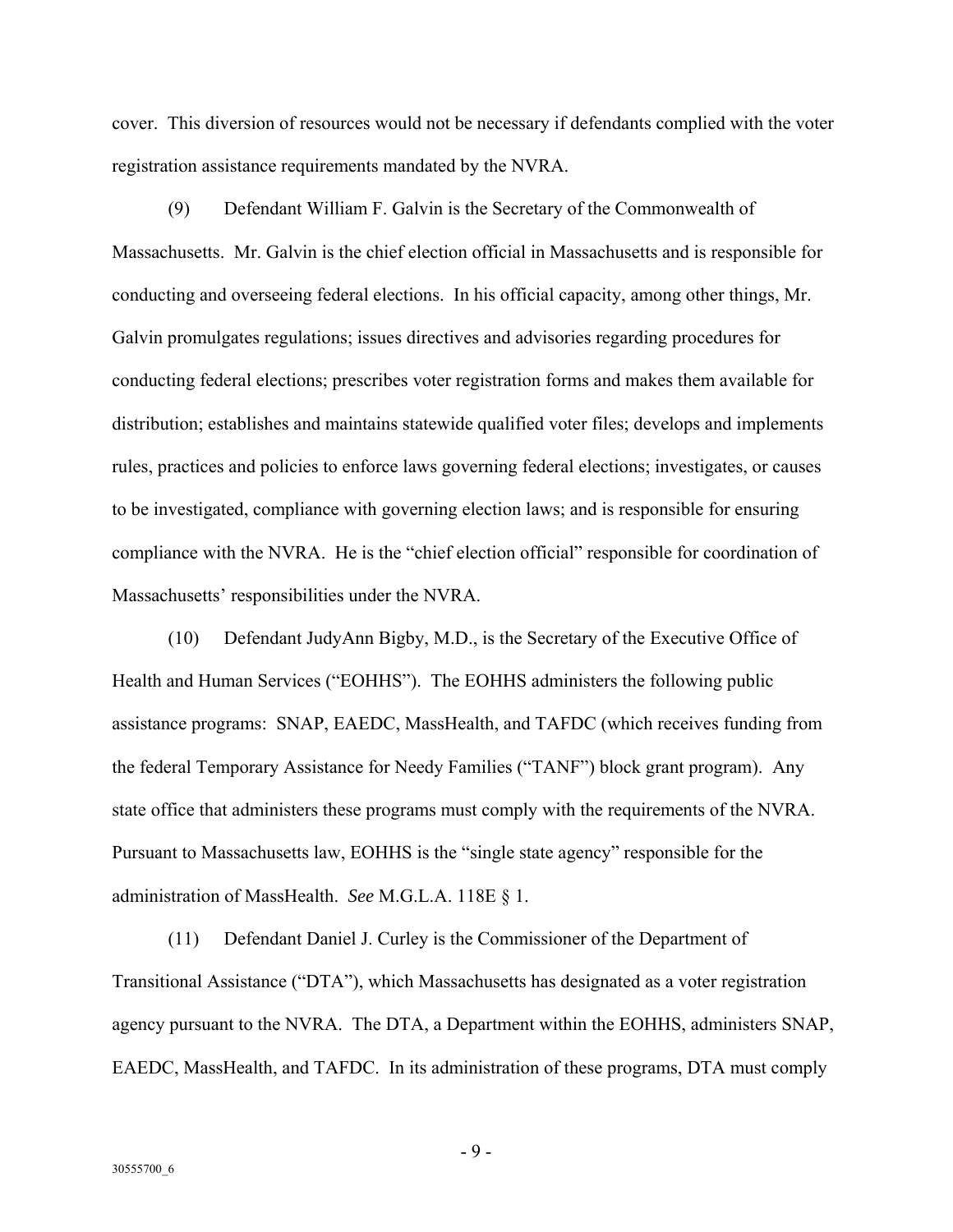cover. This diversion of resources would not be necessary if defendants complied with the voter registration assistance requirements mandated by the NVRA.

(9) Defendant William F. Galvin is the Secretary of the Commonwealth of Massachusetts. Mr. Galvin is the chief election official in Massachusetts and is responsible for conducting and overseeing federal elections. In his official capacity, among other things, Mr. Galvin promulgates regulations; issues directives and advisories regarding procedures for conducting federal elections; prescribes voter registration forms and makes them available for distribution; establishes and maintains statewide qualified voter files; develops and implements rules, practices and policies to enforce laws governing federal elections; investigates, or causes to be investigated, compliance with governing election laws; and is responsible for ensuring compliance with the NVRA. He is the "chief election official" responsible for coordination of Massachusetts' responsibilities under the NVRA.

(10) Defendant JudyAnn Bigby, M.D., is the Secretary of the Executive Office of Health and Human Services ("EOHHS"). The EOHHS administers the following public assistance programs: SNAP, EAEDC, MassHealth, and TAFDC (which receives funding from the federal Temporary Assistance for Needy Families ("TANF") block grant program). Any state office that administers these programs must comply with the requirements of the NVRA. Pursuant to Massachusetts law, EOHHS is the "single state agency" responsible for the administration of MassHealth. *See* M.G.L.A. 118E § 1.

(11) Defendant Daniel J. Curley is the Commissioner of the Department of Transitional Assistance ("DTA"), which Massachusetts has designated as a voter registration agency pursuant to the NVRA. The DTA, a Department within the EOHHS, administers SNAP, EAEDC, MassHealth, and TAFDC. In its administration of these programs, DTA must comply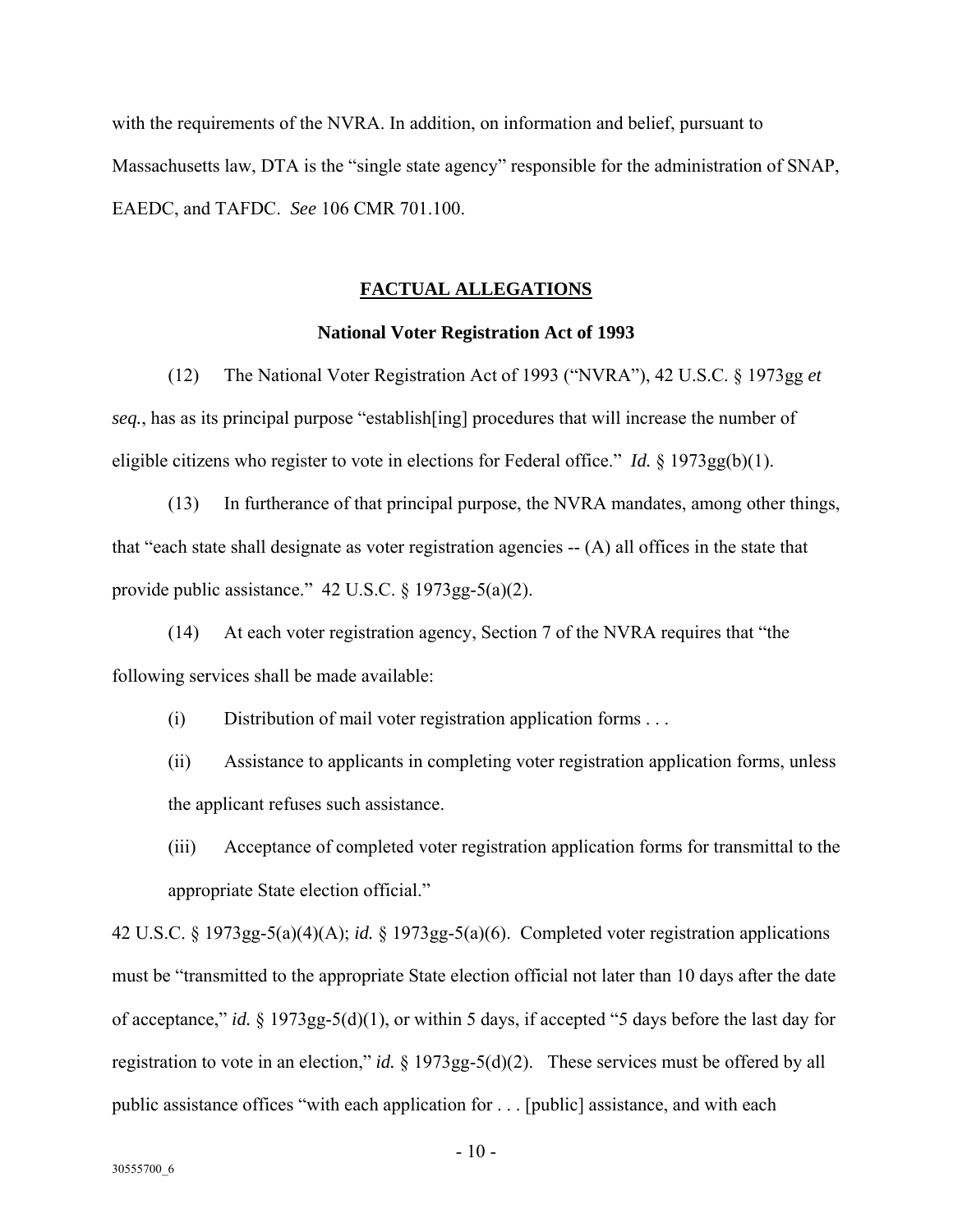with the requirements of the NVRA. In addition, on information and belief, pursuant to Massachusetts law, DTA is the "single state agency" responsible for the administration of SNAP, EAEDC, and TAFDC. *See* 106 CMR 701.100.

## FACTUAL ALLEGATIONS

### National Voter Registration Act of 1993

(12) The National Voter Registration Act of 1993 ("NVRA"), 42 U.S.C. § 1973gg *et seq.*, has as its principal purpose "establish[ing] procedures that will increase the number of eligible citizens who register to vote in elections for Federal office." *Id.* § 1973gg(b)(1).

(13) In furtherance of that principal purpose, the NVRA mandates, among other things, that "each state shall designate as voter registration agencies -- (A) all offices in the state that provide public assistance." 42 U.S.C. § 1973gg-5(a)(2).

(14) At each voter registration agency, Section 7 of the NVRA requires that "the following services shall be made available:

(i) Distribution of mail voter registration application forms . . .

(ii) Assistance to applicants in completing voter registration application forms, unless the applicant refuses such assistance.

(iii) Acceptance of completed voter registration application forms for transmittal to the appropriate State election official."

42 U.S.C. § 1973gg-5(a)(4)(A); *id.* § 1973gg-5(a)(6). Completed voter registration applications must be "transmitted to the appropriate State election official not later than 10 days after the date of acceptance," *id.* § 1973gg-5(d)(1), or within 5 days, if accepted "5 days before the last day for registration to vote in an election," *id.* § 1973gg-5(d)(2). These services must be offered by all public assistance offices "with each application for . . . [public] assistance, and with each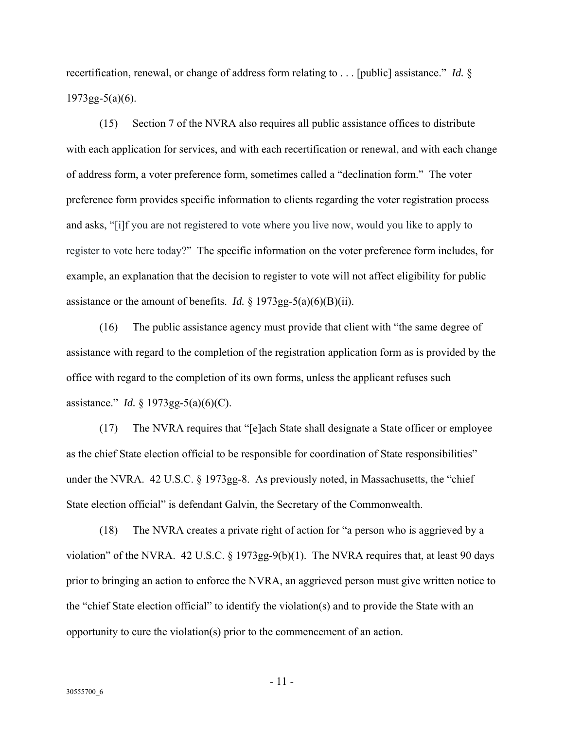recertification, renewal, or change of address form relating to . . . [public] assistance." *Id.* § 1973gg-5(a)(6).

(15) Section 7 of the NVRA also requires all public assistance offices to distribute with each application for services, and with each recertification or renewal, and with each change of address form, a voter preference form, sometimes called a "declination form." The voter preference form provides specific information to clients regarding the voter registration process and asks, "[i]f you are not registered to vote where you live now, would you like to apply to register to vote here today?" The specific information on the voter preference form includes, for example, an explanation that the decision to register to vote will not affect eligibility for public assistance or the amount of benefits. *Id.* § 1973gg-5(a)(6)(B)(ii).

(16) The public assistance agency must provide that client with "the same degree of assistance with regard to the completion of the registration application form as is provided by the office with regard to the completion of its own forms, unless the applicant refuses such assistance." *Id.* § 1973gg-5(a)(6)(C).

(17) The NVRA requires that "[e]ach State shall designate a State officer or employee as the chief State election official to be responsible for coordination of State responsibilities" under the NVRA. 42 U.S.C. § 1973gg-8. As previously noted, in Massachusetts, the "chief State election official" is defendant Galvin, the Secretary of the Commonwealth.

(18) The NVRA creates a private right of action for "a person who is aggrieved by a violation" of the NVRA. 42 U.S.C. § 1973gg-9(b)(1). The NVRA requires that, at least 90 days prior to bringing an action to enforce the NVRA, an aggrieved person must give written notice to the "chief State election official" to identify the violation(s) and to provide the State with an opportunity to cure the violation(s) prior to the commencement of an action.

30555700_6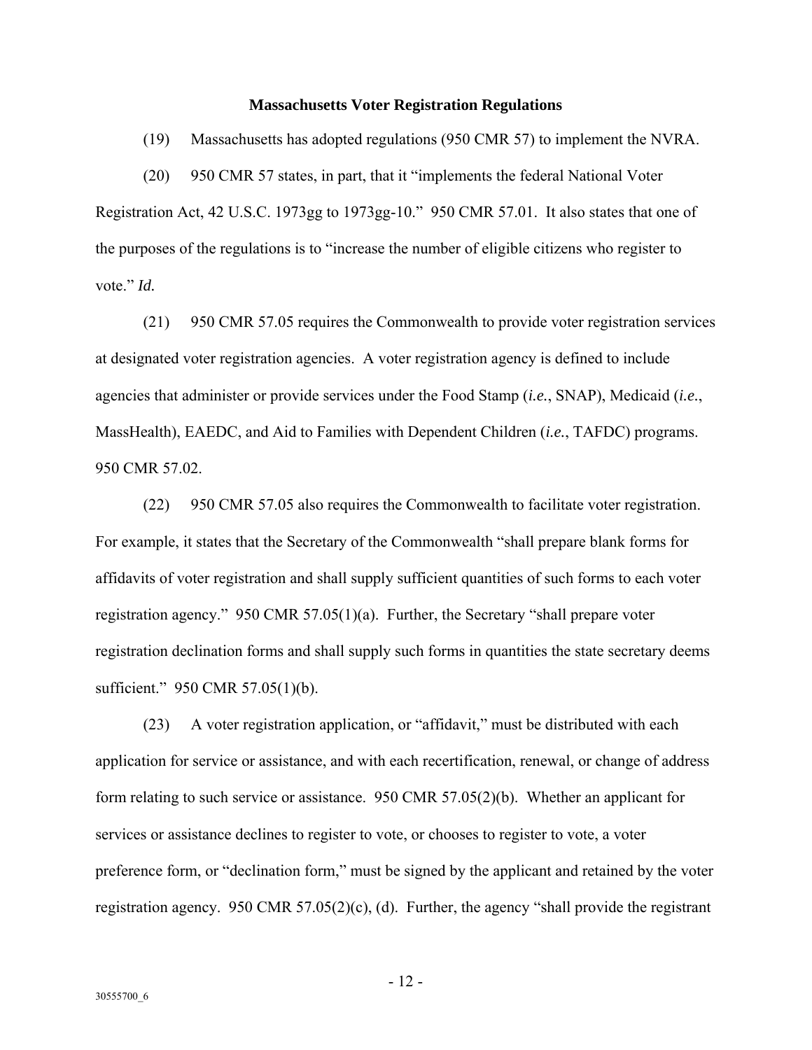**Massachusetts Voter Registration Regulations**

(19) Massachusetts has adopted regulations (950 CMR 57) to implement the NVRA.

(20) 950 CMR 57 states, in part, that it "implements the federal National Voter Registration Act, 42 U.S.C. 1973gg to 1973gg-10." 950 CMR 57.01. It also states that one of the purposes of the regulations is to "increase the number of eligible citizens who register to vote." *Id.*

(21) 950 CMR 57.05 requires the Commonwealth to provide voter registration services at designated voter registration agencies. A voter registration agency is defined to include agencies that administer or provide services under the Food Stamp (*i.e.*, SNAP), Medicaid (*i.e.*, MassHealth), EAEDC, and Aid to Families with Dependent Children (*i.e.*, TAFDC) programs. 950 CMR 57.02.

(22) 950 CMR 57.05 also requires the Commonwealth to facilitate voter registration. For example, it states that the Secretary of the Commonwealth "shall prepare blank forms for affidavits of voter registration and shall supply sufficient quantities of such forms to each voter registration agency." 950 CMR 57.05(1)(a). Further, the Secretary "shall prepare voter registration declination forms and shall supply such forms in quantities the state secretary deems sufficient." 950 CMR 57.05(1)(b).

(23) A voter registration application, or "affidavit," must be distributed with each application for service or assistance, and with each recertification, renewal, or change of address form relating to such service or assistance. 950 CMR 57.05(2)(b). Whether an applicant for services or assistance declines to register to vote, or chooses to register to vote, a voter preference form, or "declination form," must be signed by the applicant and retained by the voter registration agency. 950 CMR 57.05(2)(c), (d). Further, the agency "shall provide the registrant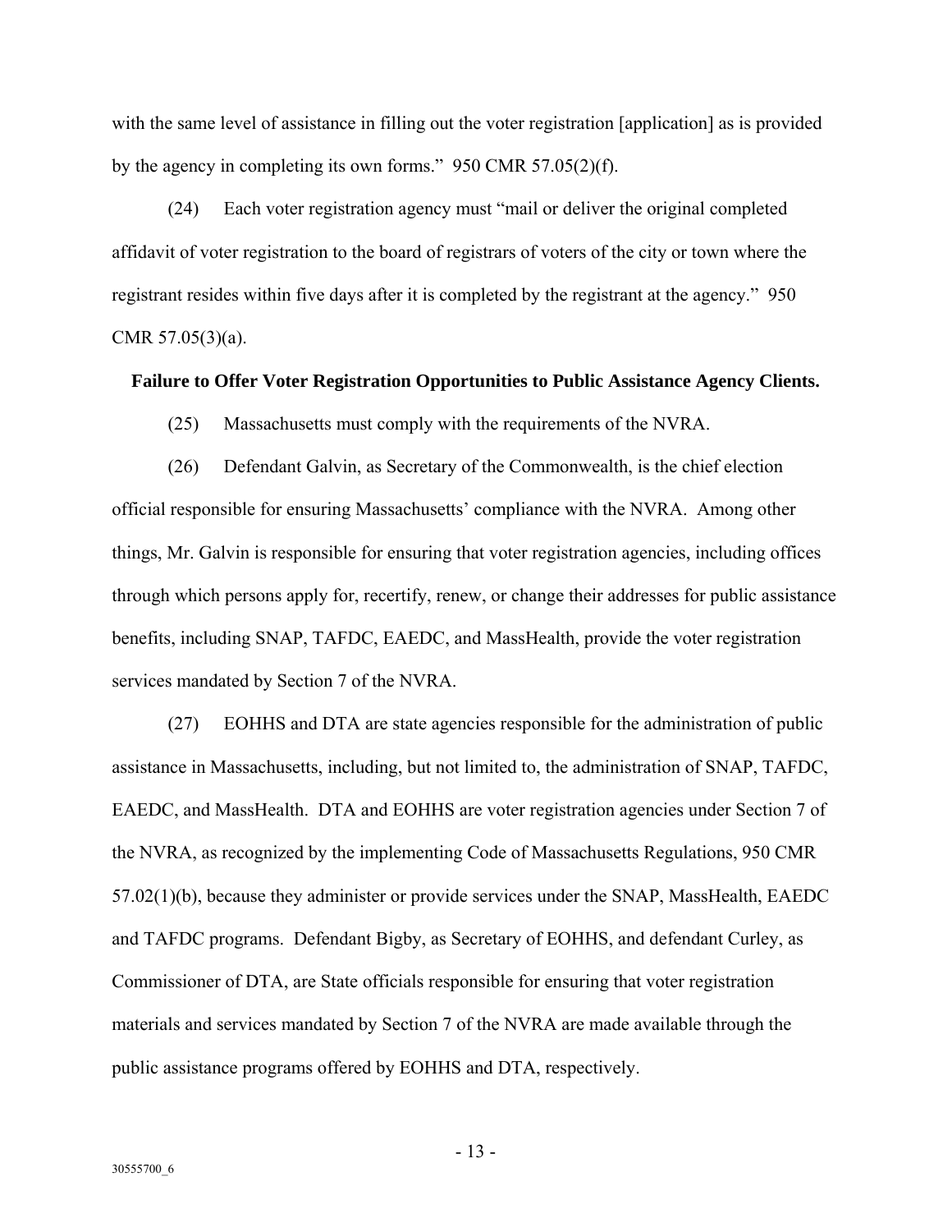with the same level of assistance in filling out the voter registration [application] as is provided by the agency in completing its own forms." 950 CMR 57.05(2)(f).

(24) Each voter registration agency must "mail or deliver the original completed affidavit of voter registration to the board of registrars of voters of the city or town where the registrant resides within five days after it is completed by the registrant at the agency." 950 CMR 57.05(3)(a).

**Failure to Offer Voter Registration Opportunities to Public Assistance Agency Clients.**

(25) Massachusetts must comply with the requirements of the NVRA.

(26) Defendant Galvin, as Secretary of the Commonwealth, is the chief election official responsible for ensuring Massachusetts' compliance with the NVRA. Among other things, Mr. Galvin is responsible for ensuring that voter registration agencies, including offices through which persons apply for, recertify, renew, or change their addresses for public assistance benefits, including SNAP, TAFDC, EAEDC, and MassHealth, provide the voter registration services mandated by Section 7 of the NVRA.

(27) EOHHS and DTA are state agencies responsible for the administration of public assistance in Massachusetts, including, but not limited to, the administration of SNAP, TAFDC, EAEDC, and MassHealth. DTA and EOHHS are voter registration agencies under Section 7 of the NVRA, as recognized by the implementing Code of Massachusetts Regulations, 950 CMR 57.02(1)(b), because they administer or provide services under the SNAP, MassHealth, EAEDC and TAFDC programs. Defendant Bigby, as Secretary of EOHHS, and defendant Curley, as Commissioner of DTA, are State officials responsible for ensuring that voter registration materials and services mandated by Section 7 of the NVRA are made available through the public assistance programs offered by EOHHS and DTA, respectively.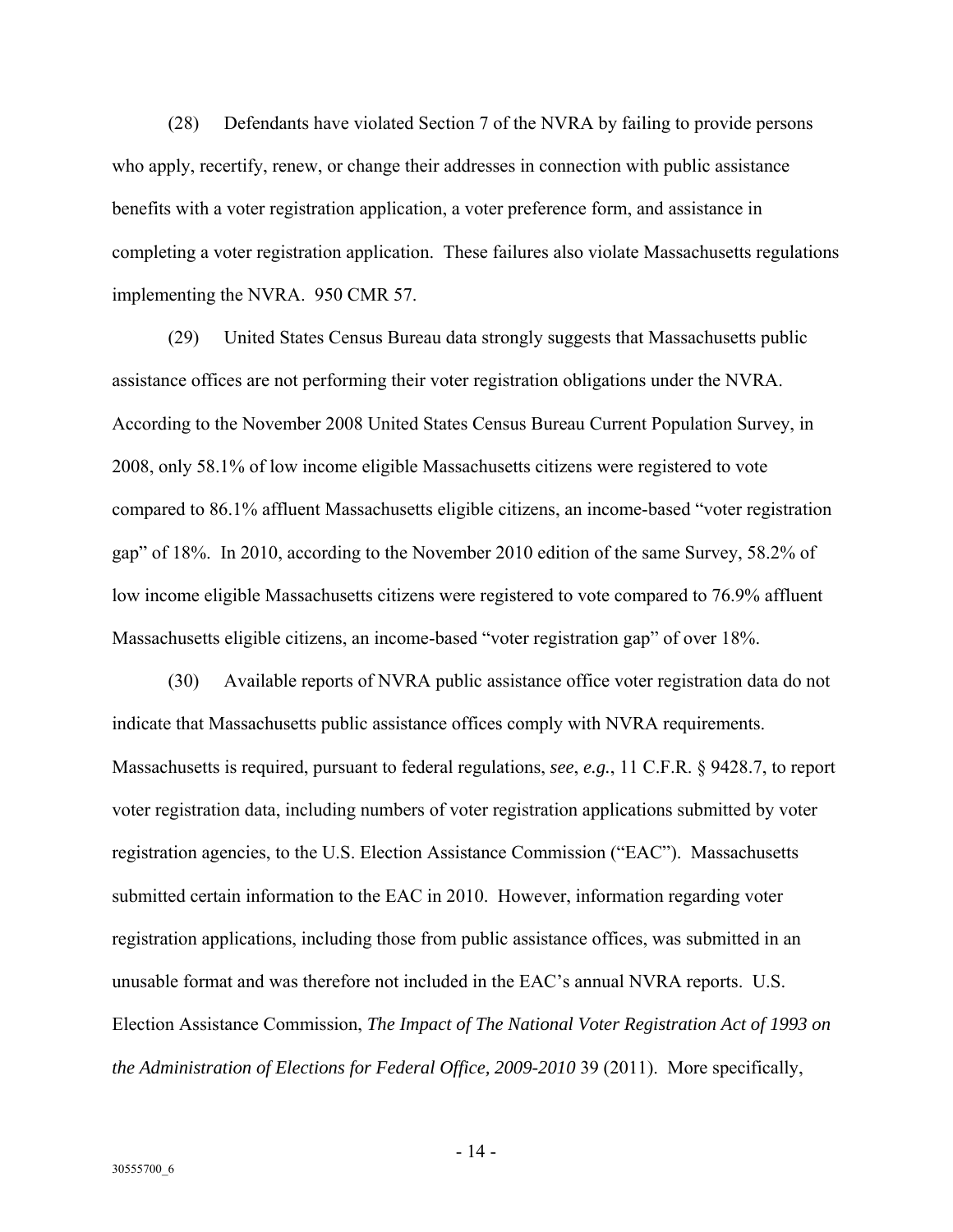(28) Defendants have violated Section 7 of the NVRA by failing to provide persons who apply, recertify, renew, or change their addresses in connection with public assistance benefits with a voter registration application, a voter preference form, and assistance in completing a voter registration application. These failures also violate Massachusetts regulations implementing the NVRA. 950 CMR 57.

(29) United States Census Bureau data strongly suggests that Massachusetts public assistance offices are not performing their voter registration obligations under the NVRA. According to the November 2008 United States Census Bureau Current Population Survey, in 2008, only 58.1% of low income eligible Massachusetts citizens were registered to vote compared to 86.1% affluent Massachusetts eligible citizens, an income-based "voter registration gap" of 18%. In 2010, according to the November 2010 edition of the same Survey, 58.2% of low income eligible Massachusetts citizens were registered to vote compared to 76.9% affluent Massachusetts eligible citizens, an income-based "voter registration gap" of over 18%.

(30) Available reports of NVRA public assistance office voter registration data do not indicate that Massachusetts public assistance offices comply with NVRA requirements. Massachusetts is required, pursuant to federal regulations, *see*, *e.g.*, 11 C.F.R. § 9428.7, to report voter registration data, including numbers of voter registration applications submitted by voter registration agencies, to the U.S. Election Assistance Commission ("EAC"). Massachusetts submitted certain information to the EAC in 2010. However, information regarding voter registration applications, including those from public assistance offices, was submitted in an unusable format and was therefore not included in the EAC's annual NVRA reports. U.S. Election Assistance Commission, *The Impact of The National Voter Registration Act of 1993 on the Administration of Elections for Federal Office, 2009-2010* 39 (2011). More specifically,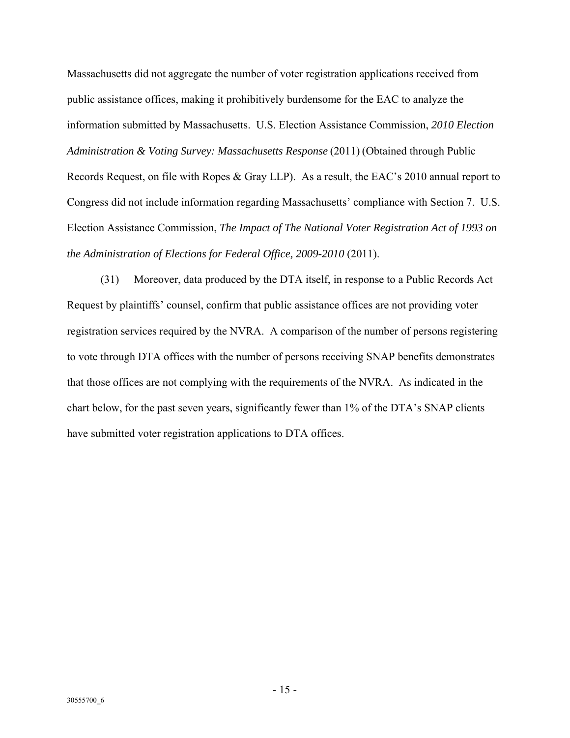Massachusetts did not aggregate the number of voter registration applications received from public assistance offices, making it prohibitively burdensome for the EAC to analyze the information submitted by Massachusetts. U.S. Election Assistance Commission, *2010 Election Administration & Voting Survey: Massachusetts Response* (2011) (Obtained through Public Records Request, on file with Ropes & Gray LLP). As a result, the EAC's 2010 annual report to Congress did not include information regarding Massachusetts' compliance with Section 7. U.S. Election Assistance Commission, *The Impact of The National Voter Registration Act of 1993 on the Administration of Elections for Federal Office, 2009-2010* (2011).

(31) Moreover, data produced by the DTA itself, in response to a Public Records Act Request by plaintiffs' counsel, confirm that public assistance offices are not providing voter registration services required by the NVRA. A comparison of the number of persons registering to vote through DTA offices with the number of persons receiving SNAP benefits demonstrates that those offices are not complying with the requirements of the NVRA. As indicated in the chart below, for the past seven years, significantly fewer than 1% of the DTA's SNAP clients have submitted voter registration applications to DTA offices.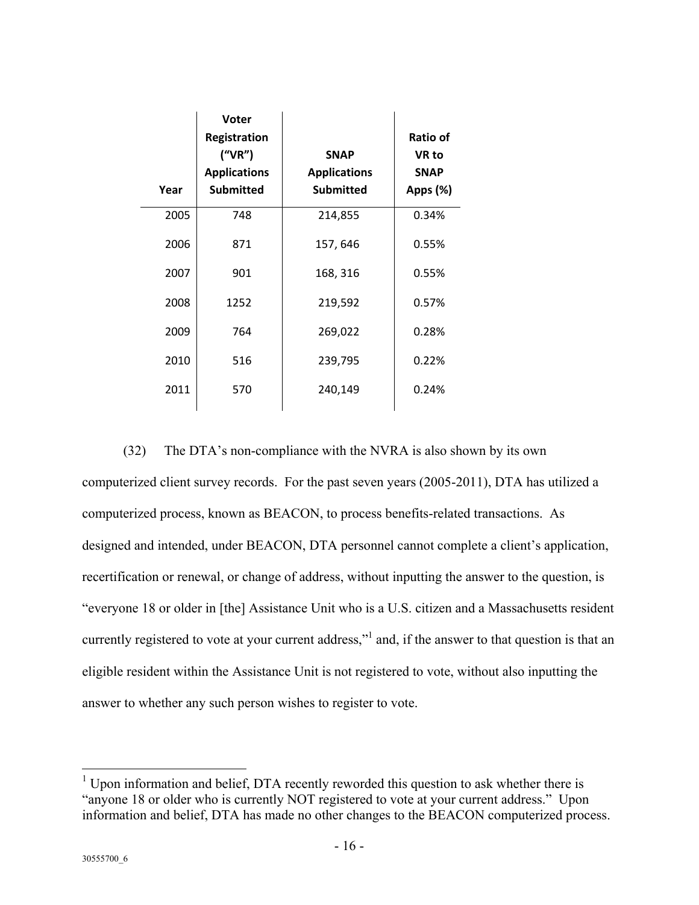| Year | Voter Registration ("VR") Applications Submitted | SNAP Applications Submitted | Ratio of VR to SNAP Apps (%) |
|---|---|---|---|
| 2005 | 748 | 214,855 | 0.34% |
| 2006 | 871 | 157, 646 | 0.55% |
| 2007 | 901 | 168, 316 | 0.55% |
| 2008 | 1252 | 219,592 | 0.57% |
| 2009 | 764 | 269,022 | 0.28% |
| 2010 | 516 | 239,795 | 0.22% |
| 2011 | 570 | 240,149 | 0.24% |

(32) The DTA's non-compliance with the NVRA is also shown by its own computerized client survey records. For the past seven years (2005-2011), DTA has utilized a computerized process, known as BEACON, to process benefits-related transactions. As designed and intended, under BEACON, DTA personnel cannot complete a client's application, recertification or renewal, or change of address, without inputting the answer to the question, is "everyone 18 or older in [the] Assistance Unit who is a U.S. citizen and a Massachusetts resident currently registered to vote at your current address,"[1] and, if the answer to that question is that an eligible resident within the Assistance Unit is not registered to vote, without also inputting the answer to whether any such person wishes to register to vote.

[1] Upon information and belief, DTA recently reworded this question to ask whether there is "anyone 18 or older who is currently NOT registered to vote at your current address." Upon information and belief, DTA has made no other changes to the BEACON computerized process.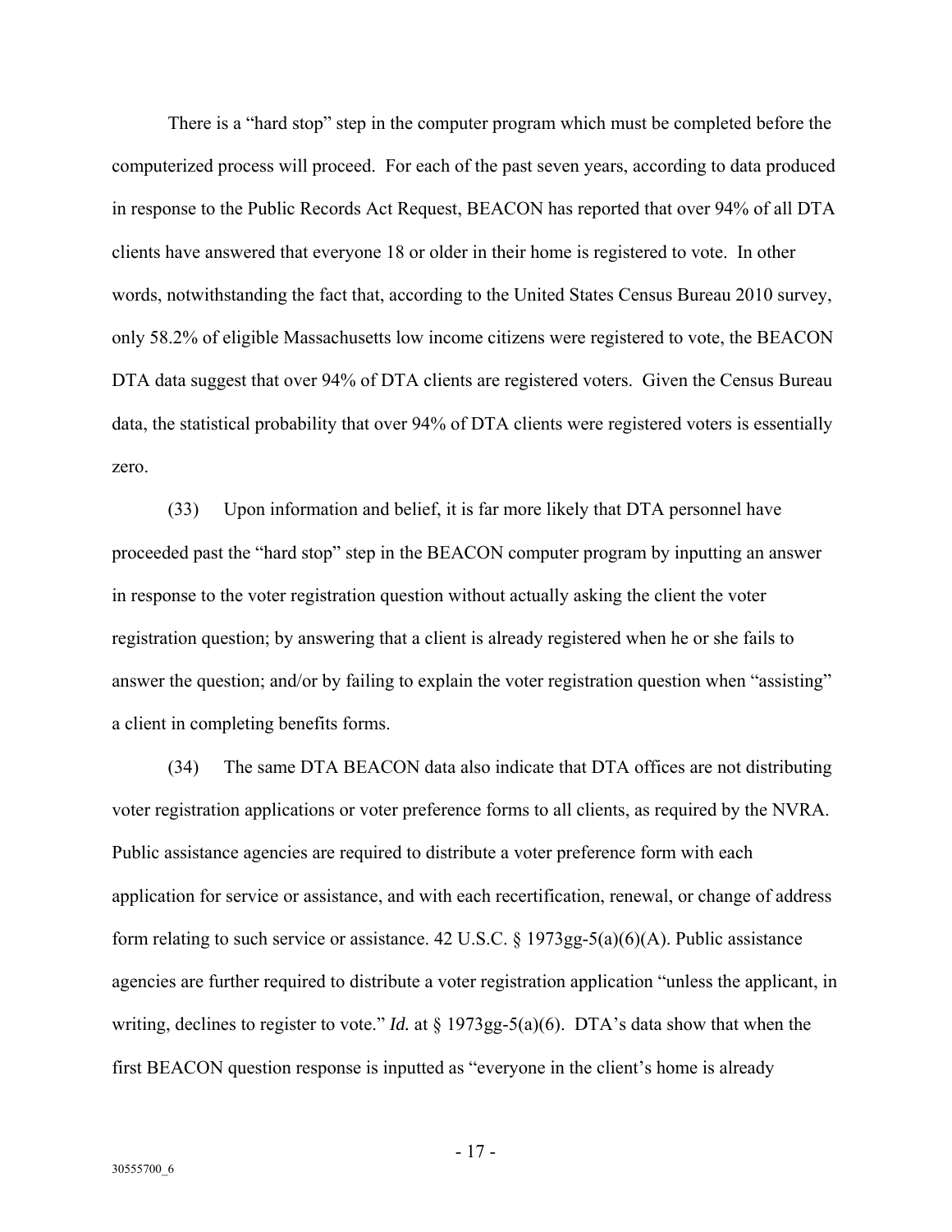There is a "hard stop" step in the computer program which must be completed before the computerized process will proceed. For each of the past seven years, according to data produced in response to the Public Records Act Request, BEACON has reported that over 94% of all DTA clients have answered that everyone 18 or older in their home is registered to vote. In other words, notwithstanding the fact that, according to the United States Census Bureau 2010 survey, only 58.2% of eligible Massachusetts low income citizens were registered to vote, the BEACON DTA data suggest that over 94% of DTA clients are registered voters. Given the Census Bureau data, the statistical probability that over 94% of DTA clients were registered voters is essentially zero.

(33) Upon information and belief, it is far more likely that DTA personnel have proceeded past the "hard stop" step in the BEACON computer program by inputting an answer in response to the voter registration question without actually asking the client the voter registration question; by answering that a client is already registered when he or she fails to answer the question; and/or by failing to explain the voter registration question when "assisting" a client in completing benefits forms.

(34) The same DTA BEACON data also indicate that DTA offices are not distributing voter registration applications or voter preference forms to all clients, as required by the NVRA. Public assistance agencies are required to distribute a voter preference form with each application for service or assistance, and with each recertification, renewal, or change of address form relating to such service or assistance. 42 U.S.C. § 1973gg-5(a)(6)(A). Public assistance agencies are further required to distribute a voter registration application "unless the applicant, in writing, declines to register to vote." *Id.* at § 1973gg-5(a)(6). DTA's data show that when the first BEACON question response is inputted as "everyone in the client's home is already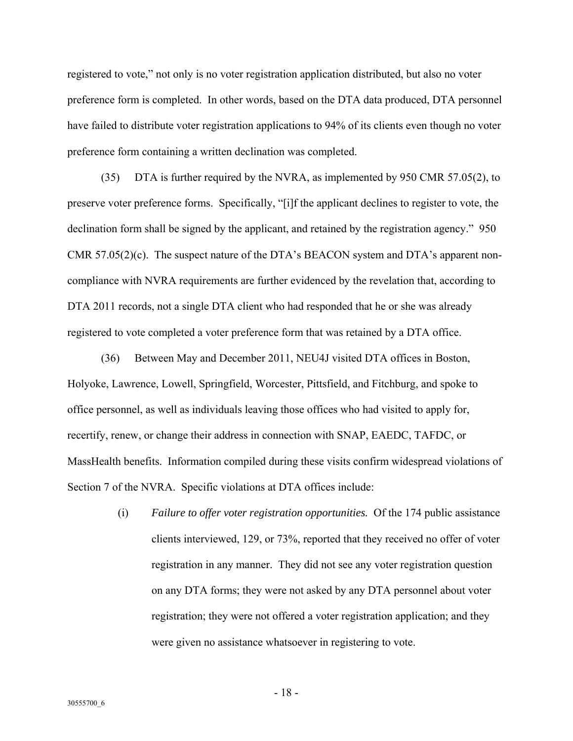registered to vote," not only is no voter registration application distributed, but also no voter preference form is completed. In other words, based on the DTA data produced, DTA personnel have failed to distribute voter registration applications to 94% of its clients even though no voter preference form containing a written declination was completed.

(35) DTA is further required by the NVRA, as implemented by 950 CMR 57.05(2), to preserve voter preference forms. Specifically, "[i]f the applicant declines to register to vote, the declination form shall be signed by the applicant, and retained by the registration agency." 950 CMR 57.05(2)(c). The suspect nature of the DTA's BEACON system and DTA's apparent non-compliance with NVRA requirements are further evidenced by the revelation that, according to DTA 2011 records, not a single DTA client who had responded that he or she was already registered to vote completed a voter preference form that was retained by a DTA office.

(36) Between May and December 2011, NEU4J visited DTA offices in Boston, Holyoke, Lawrence, Lowell, Springfield, Worcester, Pittsfield, and Fitchburg, and spoke to office personnel, as well as individuals leaving those offices who had visited to apply for, recertify, renew, or change their address in connection with SNAP, EAEDC, TAFDC, or MassHealth benefits. Information compiled during these visits confirm widespread violations of Section 7 of the NVRA. Specific violations at DTA offices include:

(i) *Failure to offer voter registration opportunities.* Of the 174 public assistance clients interviewed, 129, or 73%, reported that they received no offer of voter registration in any manner. They did not see any voter registration question on any DTA forms; they were not asked by any DTA personnel about voter registration; they were not offered a voter registration application; and they were given no assistance whatsoever in registering to vote.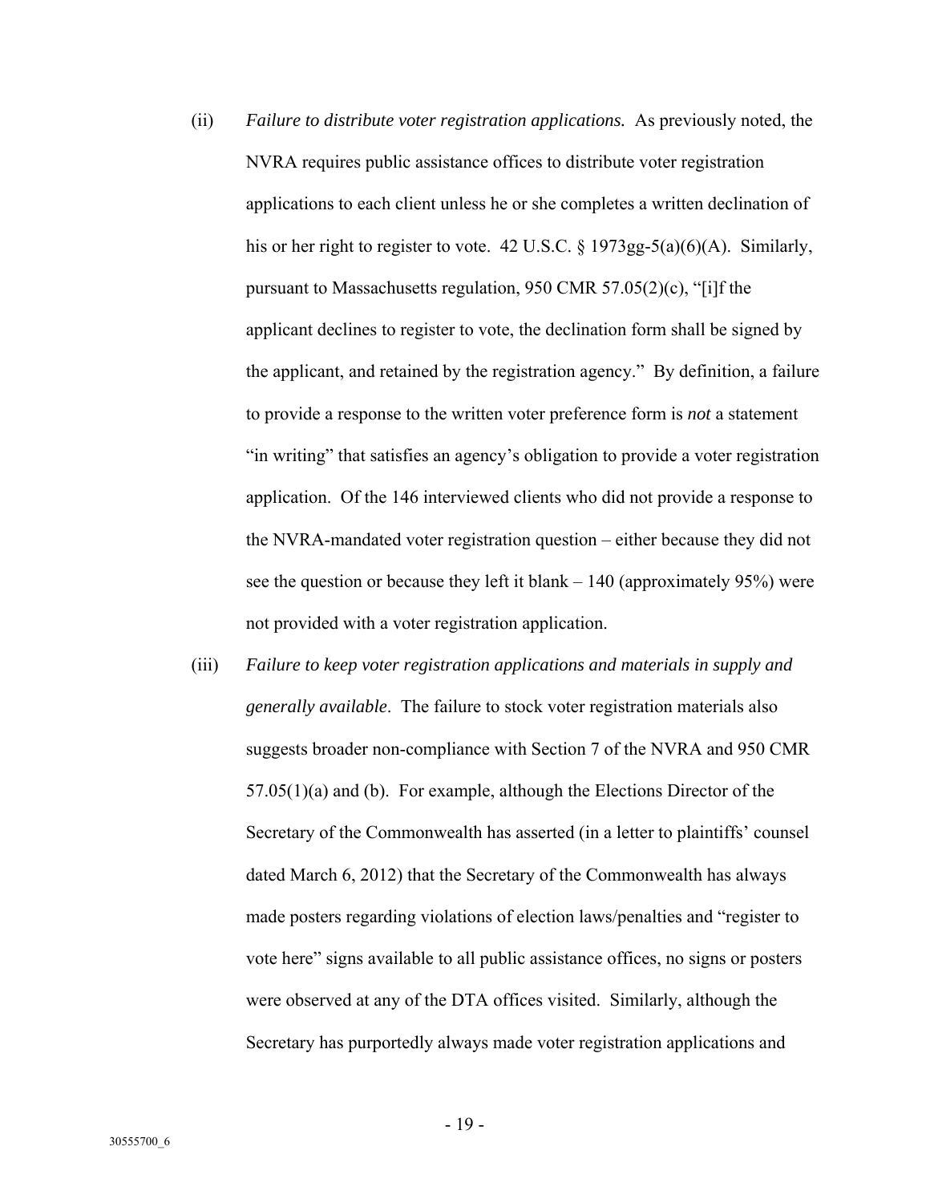(ii) *Failure to distribute voter registration applications.* As previously noted, the NVRA requires public assistance offices to distribute voter registration applications to each client unless he or she completes a written declination of his or her right to register to vote. 42 U.S.C. § 1973gg-5(a)(6)(A). Similarly, pursuant to Massachusetts regulation, 950 CMR 57.05(2)(c), "[i]f the applicant declines to register to vote, the declination form shall be signed by the applicant, and retained by the registration agency." By definition, a failure to provide a response to the written voter preference form is *not* a statement "in writing" that satisfies an agency's obligation to provide a voter registration application. Of the 146 interviewed clients who did not provide a response to the NVRA-mandated voter registration question – either because they did not see the question or because they left it blank – 140 (approximately 95%) were not provided with a voter registration application.

(iii) *Failure to keep voter registration applications and materials in supply and generally available*. The failure to stock voter registration materials also suggests broader non-compliance with Section 7 of the NVRA and 950 CMR 57.05(1)(a) and (b). For example, although the Elections Director of the Secretary of the Commonwealth has asserted (in a letter to plaintiffs' counsel dated March 6, 2012) that the Secretary of the Commonwealth has always made posters regarding violations of election laws/penalties and "register to vote here" signs available to all public assistance offices, no signs or posters were observed at any of the DTA offices visited. Similarly, although the Secretary has purportedly always made voter registration applications and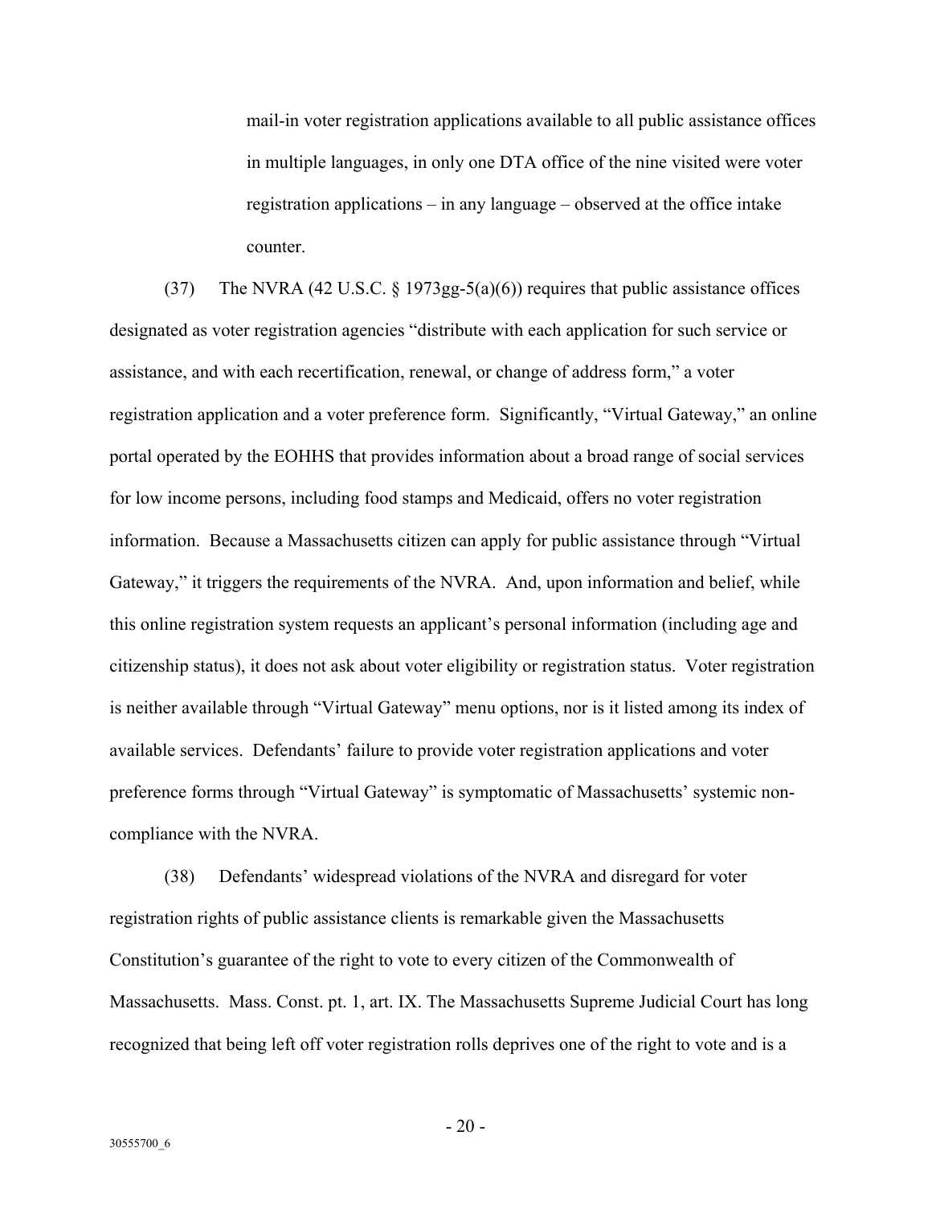mail-in voter registration applications available to all public assistance offices in multiple languages, in only one DTA office of the nine visited were voter registration applications – in any language – observed at the office intake counter.

(37) The NVRA (42 U.S.C. § 1973gg-5(a)(6)) requires that public assistance offices designated as voter registration agencies "distribute with each application for such service or assistance, and with each recertification, renewal, or change of address form," a voter registration application and a voter preference form. Significantly, "Virtual Gateway," an online portal operated by the EOHHS that provides information about a broad range of social services for low income persons, including food stamps and Medicaid, offers no voter registration information. Because a Massachusetts citizen can apply for public assistance through "Virtual Gateway," it triggers the requirements of the NVRA. And, upon information and belief, while this online registration system requests an applicant's personal information (including age and citizenship status), it does not ask about voter eligibility or registration status. Voter registration is neither available through "Virtual Gateway" menu options, nor is it listed among its index of available services. Defendants' failure to provide voter registration applications and voter preference forms through "Virtual Gateway" is symptomatic of Massachusetts' systemic non-compliance with the NVRA.

(38) Defendants' widespread violations of the NVRA and disregard for voter registration rights of public assistance clients is remarkable given the Massachusetts Constitution's guarantee of the right to vote to every citizen of the Commonwealth of Massachusetts. Mass. Const. pt. 1, art. IX. The Massachusetts Supreme Judicial Court has long recognized that being left off voter registration rolls deprives one of the right to vote and is a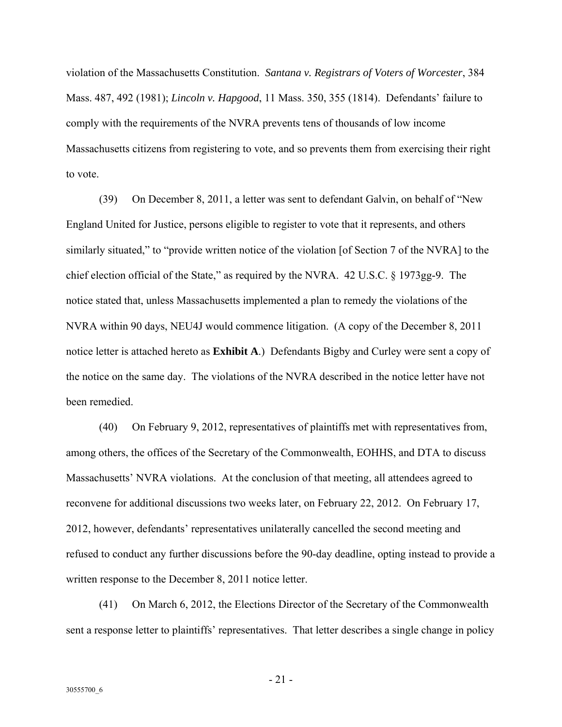violation of the Massachusetts Constitution. *Santana v. Registrars of Voters of Worcester*, 384 Mass. 487, 492 (1981); *Lincoln v. Hapgood*, 11 Mass. 350, 355 (1814). Defendants' failure to comply with the requirements of the NVRA prevents tens of thousands of low income Massachusetts citizens from registering to vote, and so prevents them from exercising their right to vote.

(39) On December 8, 2011, a letter was sent to defendant Galvin, on behalf of "New England United for Justice, persons eligible to register to vote that it represents, and others similarly situated," to "provide written notice of the violation [of Section 7 of the NVRA] to the chief election official of the State," as required by the NVRA. 42 U.S.C. § 1973gg-9. The notice stated that, unless Massachusetts implemented a plan to remedy the violations of the NVRA within 90 days, NEU4J would commence litigation. (A copy of the December 8, 2011 notice letter is attached hereto as **Exhibit A**.) Defendants Bigby and Curley were sent a copy of the notice on the same day. The violations of the NVRA described in the notice letter have not been remedied.

(40) On February 9, 2012, representatives of plaintiffs met with representatives from, among others, the offices of the Secretary of the Commonwealth, EOHHS, and DTA to discuss Massachusetts' NVRA violations. At the conclusion of that meeting, all attendees agreed to reconvene for additional discussions two weeks later, on February 22, 2012. On February 17, 2012, however, defendants' representatives unilaterally cancelled the second meeting and refused to conduct any further discussions before the 90-day deadline, opting instead to provide a written response to the December 8, 2011 notice letter.

(41) On March 6, 2012, the Elections Director of the Secretary of the Commonwealth sent a response letter to plaintiffs' representatives. That letter describes a single change in policy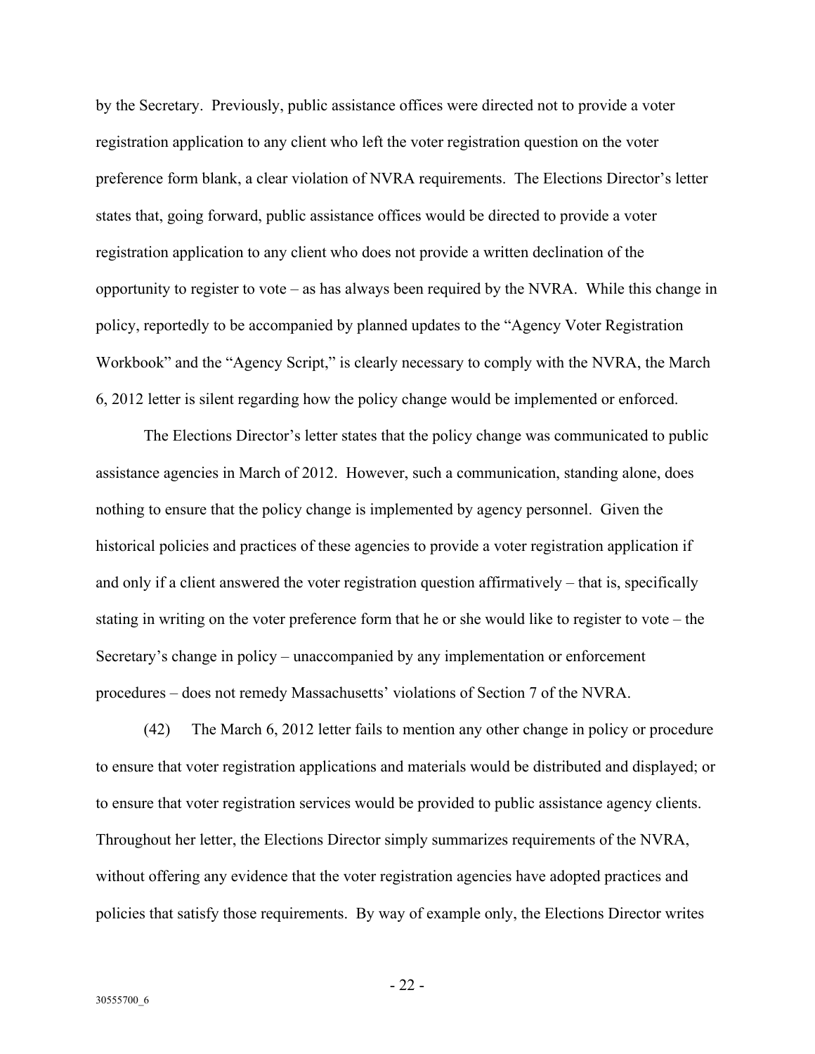by the Secretary. Previously, public assistance offices were directed not to provide a voter registration application to any client who left the voter registration question on the voter preference form blank, a clear violation of NVRA requirements. The Elections Director's letter states that, going forward, public assistance offices would be directed to provide a voter registration application to any client who does not provide a written declination of the opportunity to register to vote – as has always been required by the NVRA. While this change in policy, reportedly to be accompanied by planned updates to the "Agency Voter Registration Workbook" and the "Agency Script," is clearly necessary to comply with the NVRA, the March 6, 2012 letter is silent regarding how the policy change would be implemented or enforced.

The Elections Director's letter states that the policy change was communicated to public assistance agencies in March of 2012. However, such a communication, standing alone, does nothing to ensure that the policy change is implemented by agency personnel. Given the historical policies and practices of these agencies to provide a voter registration application if and only if a client answered the voter registration question affirmatively – that is, specifically stating in writing on the voter preference form that he or she would like to register to vote – the Secretary's change in policy – unaccompanied by any implementation or enforcement procedures – does not remedy Massachusetts' violations of Section 7 of the NVRA.

(42) The March 6, 2012 letter fails to mention any other change in policy or procedure to ensure that voter registration applications and materials would be distributed and displayed; or to ensure that voter registration services would be provided to public assistance agency clients. Throughout her letter, the Elections Director simply summarizes requirements of the NVRA, without offering any evidence that the voter registration agencies have adopted practices and policies that satisfy those requirements. By way of example only, the Elections Director writes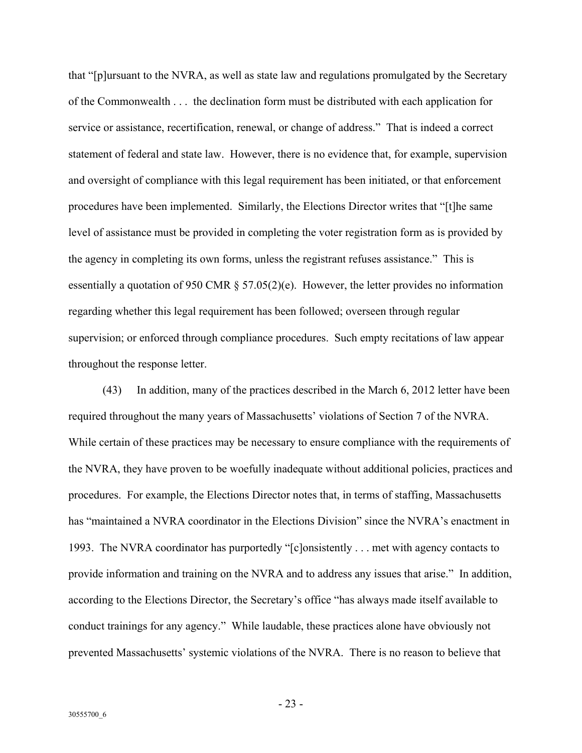that "[p]ursuant to the NVRA, as well as state law and regulations promulgated by the Secretary of the Commonwealth . . . the declination form must be distributed with each application for service or assistance, recertification, renewal, or change of address." That is indeed a correct statement of federal and state law. However, there is no evidence that, for example, supervision and oversight of compliance with this legal requirement has been initiated, or that enforcement procedures have been implemented. Similarly, the Elections Director writes that "[t]he same level of assistance must be provided in completing the voter registration form as is provided by the agency in completing its own forms, unless the registrant refuses assistance." This is essentially a quotation of 950 CMR § 57.05(2)(e). However, the letter provides no information regarding whether this legal requirement has been followed; overseen through regular supervision; or enforced through compliance procedures. Such empty recitations of law appear throughout the response letter.

(43) In addition, many of the practices described in the March 6, 2012 letter have been required throughout the many years of Massachusetts' violations of Section 7 of the NVRA. While certain of these practices may be necessary to ensure compliance with the requirements of the NVRA, they have proven to be woefully inadequate without additional policies, practices and procedures. For example, the Elections Director notes that, in terms of staffing, Massachusetts has "maintained a NVRA coordinator in the Elections Division" since the NVRA's enactment in 1993. The NVRA coordinator has purportedly "[c]onsistently . . . met with agency contacts to provide information and training on the NVRA and to address any issues that arise." In addition, according to the Elections Director, the Secretary's office "has always made itself available to conduct trainings for any agency." While laudable, these practices alone have obviously not prevented Massachusetts' systemic violations of the NVRA. There is no reason to believe that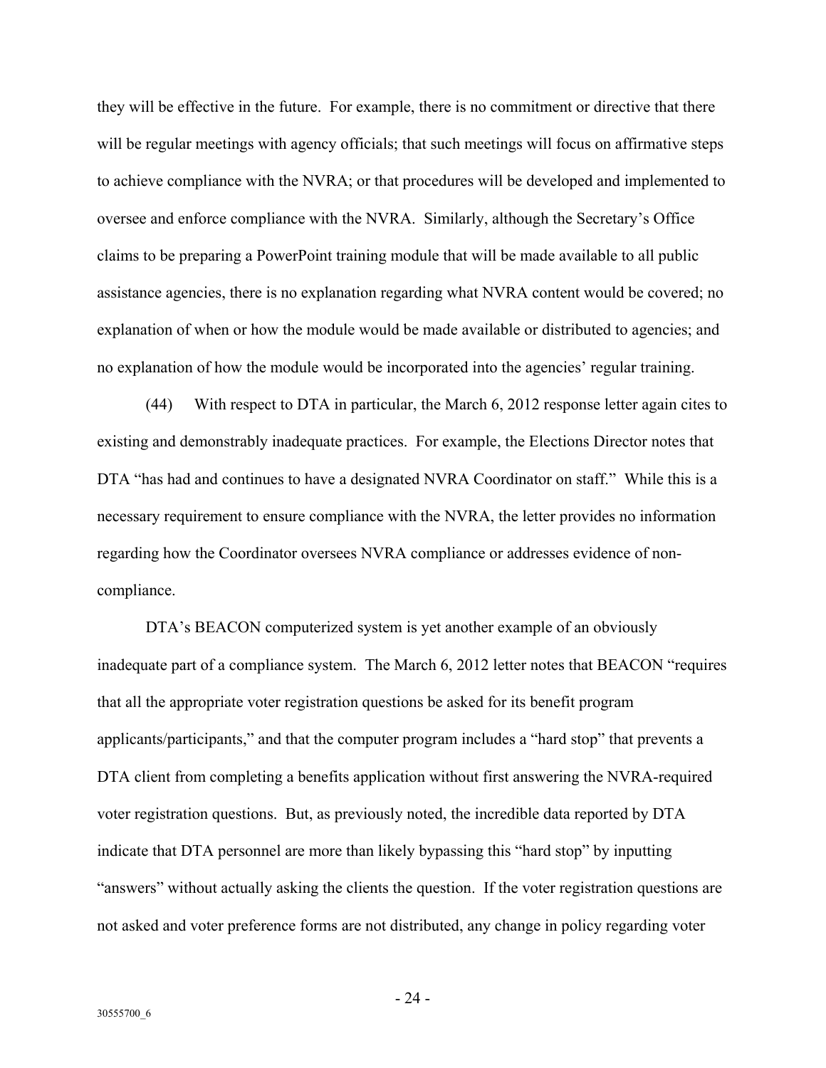they will be effective in the future. For example, there is no commitment or directive that there will be regular meetings with agency officials; that such meetings will focus on affirmative steps to achieve compliance with the NVRA; or that procedures will be developed and implemented to oversee and enforce compliance with the NVRA. Similarly, although the Secretary's Office claims to be preparing a PowerPoint training module that will be made available to all public assistance agencies, there is no explanation regarding what NVRA content would be covered; no explanation of when or how the module would be made available or distributed to agencies; and no explanation of how the module would be incorporated into the agencies' regular training.

(44) With respect to DTA in particular, the March 6, 2012 response letter again cites to existing and demonstrably inadequate practices. For example, the Elections Director notes that DTA "has had and continues to have a designated NVRA Coordinator on staff." While this is a necessary requirement to ensure compliance with the NVRA, the letter provides no information regarding how the Coordinator oversees NVRA compliance or addresses evidence of non-compliance.

DTA's BEACON computerized system is yet another example of an obviously inadequate part of a compliance system. The March 6, 2012 letter notes that BEACON "requires that all the appropriate voter registration questions be asked for its benefit program applicants/participants," and that the computer program includes a "hard stop" that prevents a DTA client from completing a benefits application without first answering the NVRA-required voter registration questions. But, as previously noted, the incredible data reported by DTA indicate that DTA personnel are more than likely bypassing this "hard stop" by inputting "answers" without actually asking the clients the question. If the voter registration questions are not asked and voter preference forms are not distributed, any change in policy regarding voter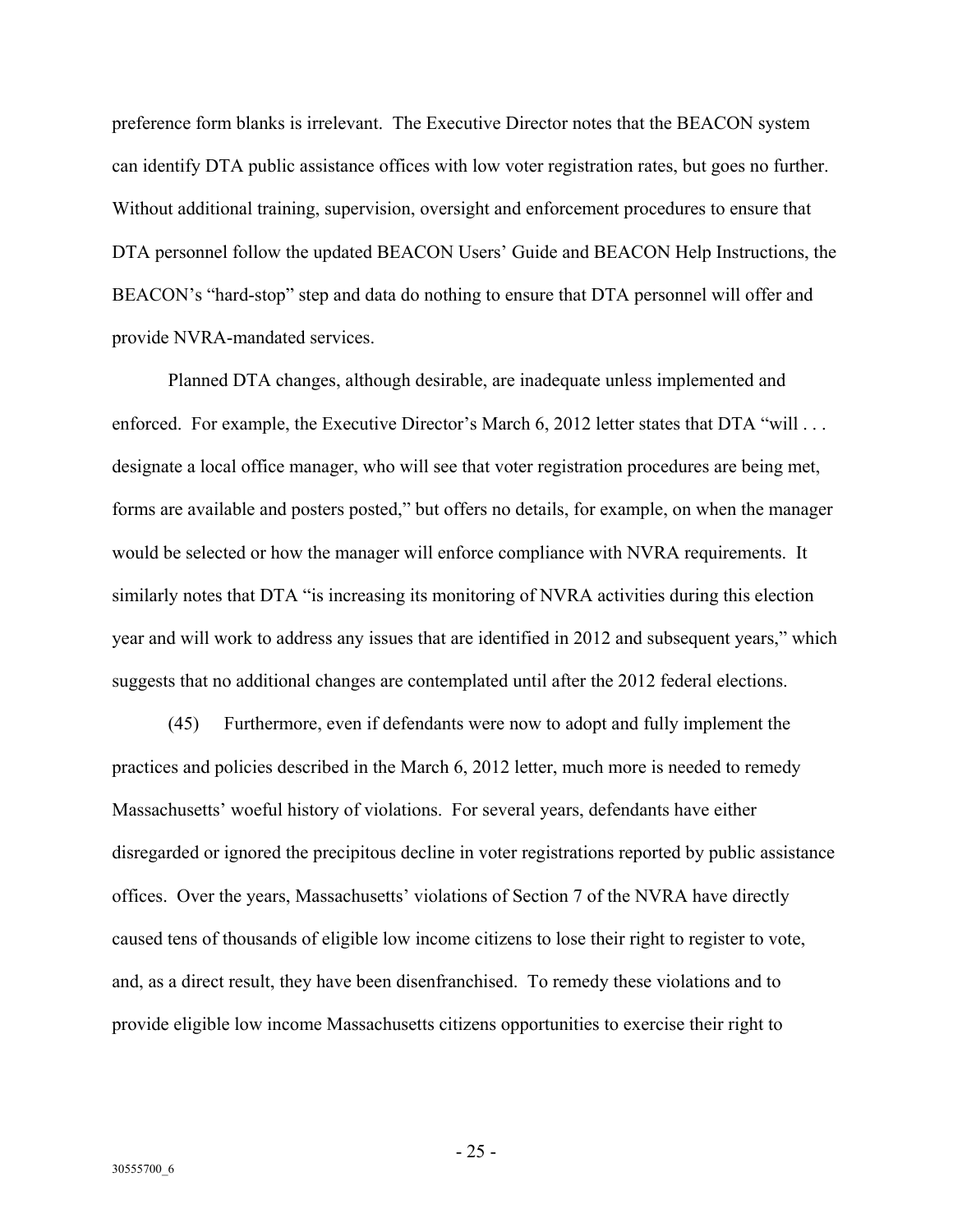preference form blanks is irrelevant. The Executive Director notes that the BEACON system can identify DTA public assistance offices with low voter registration rates, but goes no further. Without additional training, supervision, oversight and enforcement procedures to ensure that DTA personnel follow the updated BEACON Users' Guide and BEACON Help Instructions, the BEACON's "hard-stop" step and data do nothing to ensure that DTA personnel will offer and provide NVRA-mandated services.

Planned DTA changes, although desirable, are inadequate unless implemented and enforced. For example, the Executive Director's March 6, 2012 letter states that DTA "will . . . designate a local office manager, who will see that voter registration procedures are being met, forms are available and posters posted," but offers no details, for example, on when the manager would be selected or how the manager will enforce compliance with NVRA requirements. It similarly notes that DTA "is increasing its monitoring of NVRA activities during this election year and will work to address any issues that are identified in 2012 and subsequent years," which suggests that no additional changes are contemplated until after the 2012 federal elections.

(45) Furthermore, even if defendants were now to adopt and fully implement the practices and policies described in the March 6, 2012 letter, much more is needed to remedy Massachusetts' woeful history of violations. For several years, defendants have either disregarded or ignored the precipitous decline in voter registrations reported by public assistance offices. Over the years, Massachusetts' violations of Section 7 of the NVRA have directly caused tens of thousands of eligible low income citizens to lose their right to register to vote, and, as a direct result, they have been disenfranchised. To remedy these violations and to provide eligible low income Massachusetts citizens opportunities to exercise their right to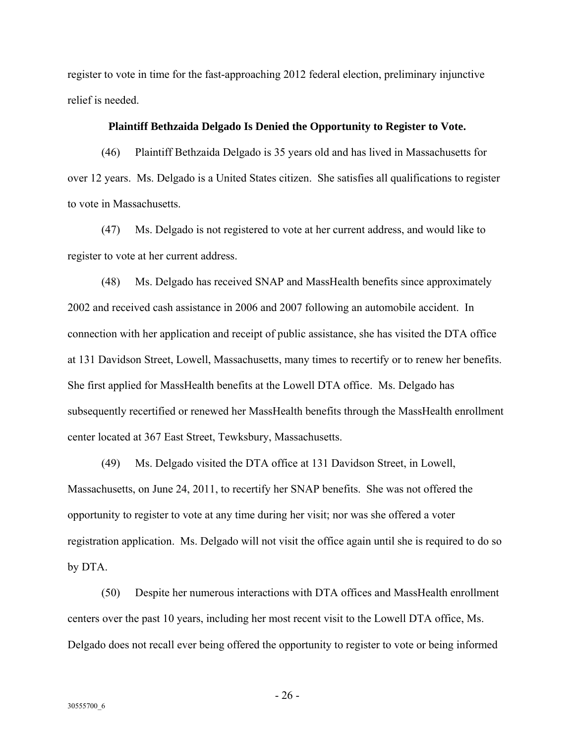register to vote in time for the fast-approaching 2012 federal election, preliminary injunctive relief is needed.

**Plaintiff Bethzaida Delgado Is Denied the Opportunity to Register to Vote.**

(46) Plaintiff Bethzaida Delgado is 35 years old and has lived in Massachusetts for over 12 years. Ms. Delgado is a United States citizen. She satisfies all qualifications to register to vote in Massachusetts.

(47) Ms. Delgado is not registered to vote at her current address, and would like to register to vote at her current address.

(48) Ms. Delgado has received SNAP and MassHealth benefits since approximately 2002 and received cash assistance in 2006 and 2007 following an automobile accident. In connection with her application and receipt of public assistance, she has visited the DTA office at 131 Davidson Street, Lowell, Massachusetts, many times to recertify or to renew her benefits. She first applied for MassHealth benefits at the Lowell DTA office. Ms. Delgado has subsequently recertified or renewed her MassHealth benefits through the MassHealth enrollment center located at 367 East Street, Tewksbury, Massachusetts.

(49) Ms. Delgado visited the DTA office at 131 Davidson Street, in Lowell, Massachusetts, on June 24, 2011, to recertify her SNAP benefits. She was not offered the opportunity to register to vote at any time during her visit; nor was she offered a voter registration application. Ms. Delgado will not visit the office again until she is required to do so by DTA.

(50) Despite her numerous interactions with DTA offices and MassHealth enrollment centers over the past 10 years, including her most recent visit to the Lowell DTA office, Ms. Delgado does not recall ever being offered the opportunity to register to vote or being informed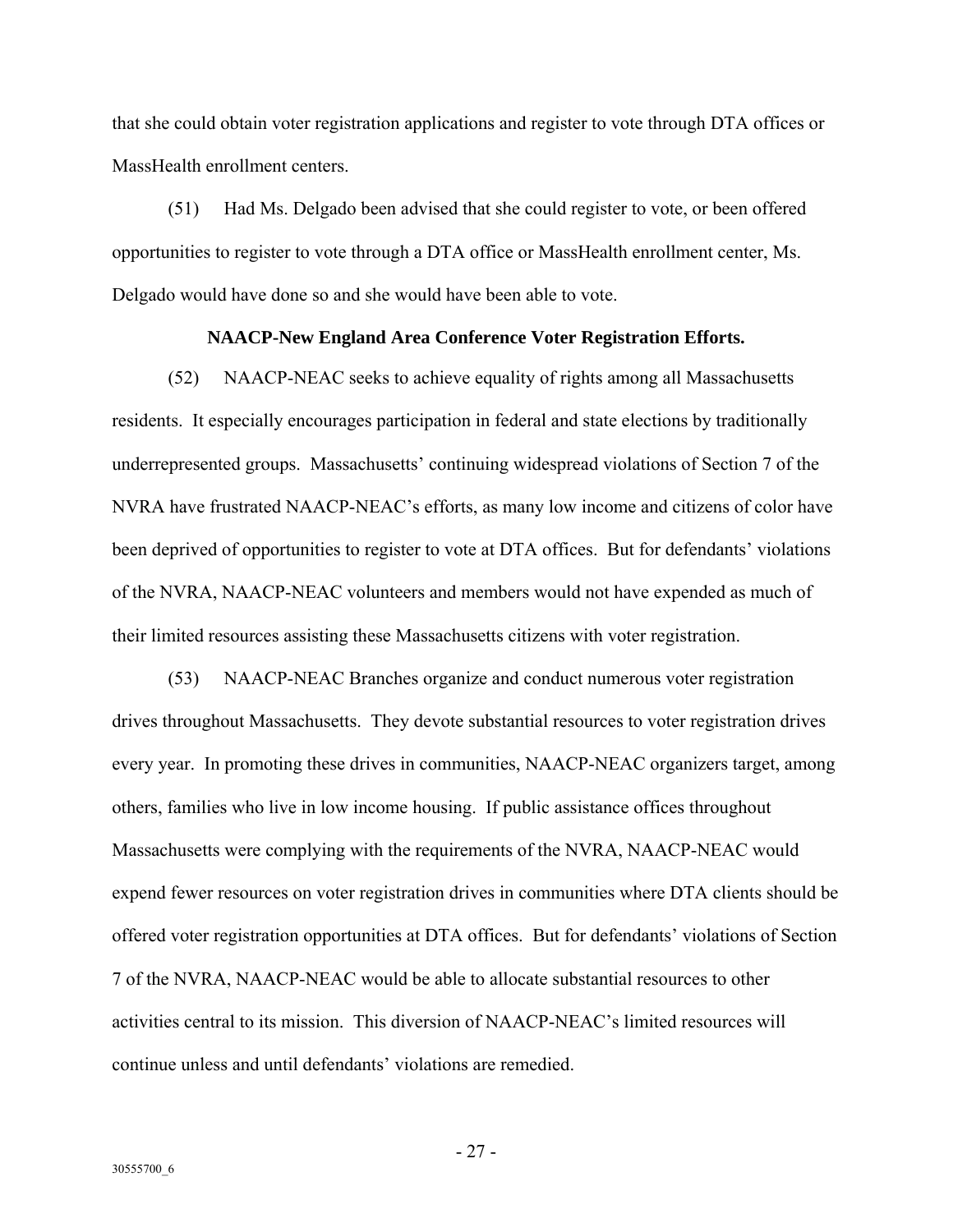that she could obtain voter registration applications and register to vote through DTA offices or MassHealth enrollment centers.

(51) Had Ms. Delgado been advised that she could register to vote, or been offered opportunities to register to vote through a DTA office or MassHealth enrollment center, Ms. Delgado would have done so and she would have been able to vote.

**NAACP-New England Area Conference Voter Registration Efforts.**

(52) NAACP-NEAC seeks to achieve equality of rights among all Massachusetts residents. It especially encourages participation in federal and state elections by traditionally underrepresented groups. Massachusetts' continuing widespread violations of Section 7 of the NVRA have frustrated NAACP-NEAC's efforts, as many low income and citizens of color have been deprived of opportunities to register to vote at DTA offices. But for defendants' violations of the NVRA, NAACP-NEAC volunteers and members would not have expended as much of their limited resources assisting these Massachusetts citizens with voter registration.

(53) NAACP-NEAC Branches organize and conduct numerous voter registration drives throughout Massachusetts. They devote substantial resources to voter registration drives every year. In promoting these drives in communities, NAACP-NEAC organizers target, among others, families who live in low income housing. If public assistance offices throughout Massachusetts were complying with the requirements of the NVRA, NAACP-NEAC would expend fewer resources on voter registration drives in communities where DTA clients should be offered voter registration opportunities at DTA offices. But for defendants' violations of Section 7 of the NVRA, NAACP-NEAC would be able to allocate substantial resources to other activities central to its mission. This diversion of NAACP-NEAC's limited resources will continue unless and until defendants' violations are remedied.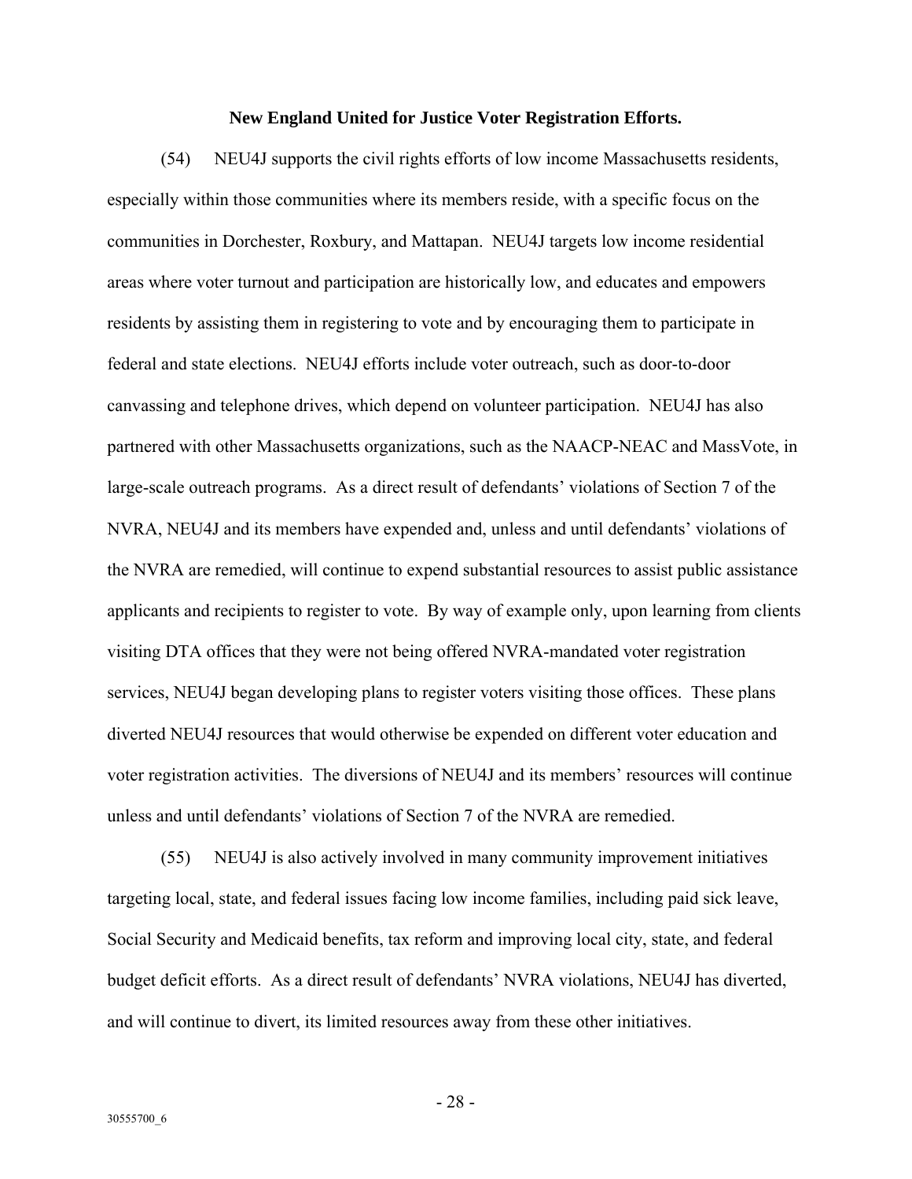**New England United for Justice Voter Registration Efforts.**

(54) NEU4J supports the civil rights efforts of low income Massachusetts residents, especially within those communities where its members reside, with a specific focus on the communities in Dorchester, Roxbury, and Mattapan. NEU4J targets low income residential areas where voter turnout and participation are historically low, and educates and empowers residents by assisting them in registering to vote and by encouraging them to participate in federal and state elections. NEU4J efforts include voter outreach, such as door-to-door canvassing and telephone drives, which depend on volunteer participation. NEU4J has also partnered with other Massachusetts organizations, such as the NAACP-NEAC and MassVote, in large-scale outreach programs. As a direct result of defendants' violations of Section 7 of the NVRA, NEU4J and its members have expended and, unless and until defendants' violations of the NVRA are remedied, will continue to expend substantial resources to assist public assistance applicants and recipients to register to vote. By way of example only, upon learning from clients visiting DTA offices that they were not being offered NVRA-mandated voter registration services, NEU4J began developing plans to register voters visiting those offices. These plans diverted NEU4J resources that would otherwise be expended on different voter education and voter registration activities. The diversions of NEU4J and its members' resources will continue unless and until defendants' violations of Section 7 of the NVRA are remedied.

(55) NEU4J is also actively involved in many community improvement initiatives targeting local, state, and federal issues facing low income families, including paid sick leave, Social Security and Medicaid benefits, tax reform and improving local city, state, and federal budget deficit efforts. As a direct result of defendants' NVRA violations, NEU4J has diverted, and will continue to divert, its limited resources away from these other initiatives.

30555700_6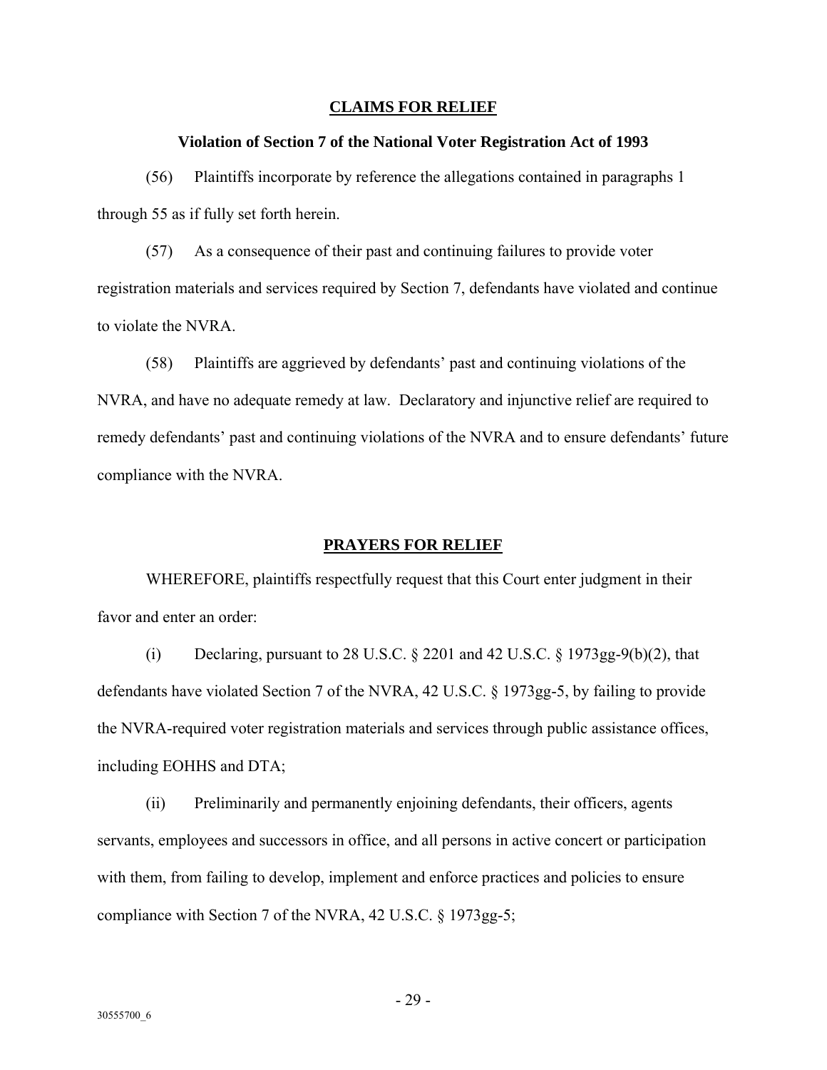## CLAIMS FOR RELIEF

### Violation of Section 7 of the National Voter Registration Act of 1993

(56) Plaintiffs incorporate by reference the allegations contained in paragraphs 1 through 55 as if fully set forth herein.

(57) As a consequence of their past and continuing failures to provide voter registration materials and services required by Section 7, defendants have violated and continue to violate the NVRA.

(58) Plaintiffs are aggrieved by defendants' past and continuing violations of the NVRA, and have no adequate remedy at law. Declaratory and injunctive relief are required to remedy defendants' past and continuing violations of the NVRA and to ensure defendants' future compliance with the NVRA.

## PRAYERS FOR RELIEF

WHEREFORE, plaintiffs respectfully request that this Court enter judgment in their favor and enter an order:

(i) Declaring, pursuant to 28 U.S.C. § 2201 and 42 U.S.C. § 1973gg-9(b)(2), that defendants have violated Section 7 of the NVRA, 42 U.S.C. § 1973gg-5, by failing to provide the NVRA-required voter registration materials and services through public assistance offices, including EOHHS and DTA;

(ii) Preliminarily and permanently enjoining defendants, their officers, agents servants, employees and successors in office, and all persons in active concert or participation with them, from failing to develop, implement and enforce practices and policies to ensure compliance with Section 7 of the NVRA, 42 U.S.C. § 1973gg-5;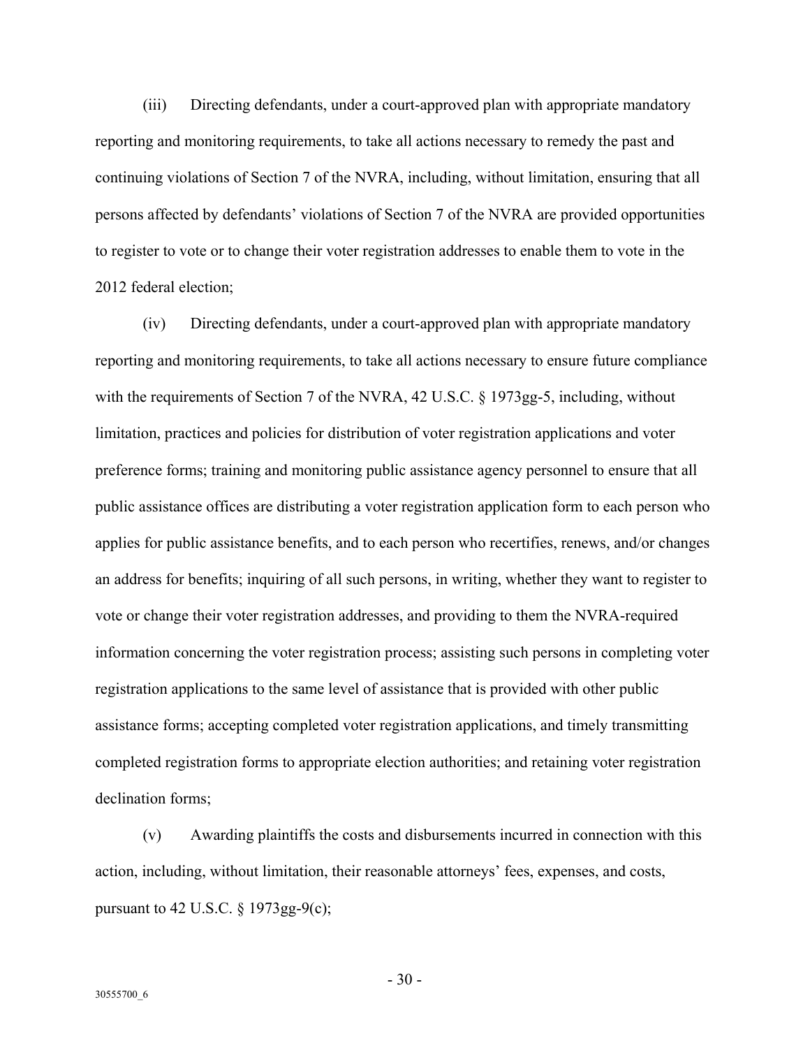(iii) Directing defendants, under a court-approved plan with appropriate mandatory reporting and monitoring requirements, to take all actions necessary to remedy the past and continuing violations of Section 7 of the NVRA, including, without limitation, ensuring that all persons affected by defendants' violations of Section 7 of the NVRA are provided opportunities to register to vote or to change their voter registration addresses to enable them to vote in the 2012 federal election;

(iv) Directing defendants, under a court-approved plan with appropriate mandatory reporting and monitoring requirements, to take all actions necessary to ensure future compliance with the requirements of Section 7 of the NVRA, 42 U.S.C. § 1973gg-5, including, without limitation, practices and policies for distribution of voter registration applications and voter preference forms; training and monitoring public assistance agency personnel to ensure that all public assistance offices are distributing a voter registration application form to each person who applies for public assistance benefits, and to each person who recertifies, renews, and/or changes an address for benefits; inquiring of all such persons, in writing, whether they want to register to vote or change their voter registration addresses, and providing to them the NVRA-required information concerning the voter registration process; assisting such persons in completing voter registration applications to the same level of assistance that is provided with other public assistance forms; accepting completed voter registration applications, and timely transmitting completed registration forms to appropriate election authorities; and retaining voter registration declination forms;

(v) Awarding plaintiffs the costs and disbursements incurred in connection with this action, including, without limitation, their reasonable attorneys' fees, expenses, and costs, pursuant to 42 U.S.C. § 1973gg-9(c);

30555700_6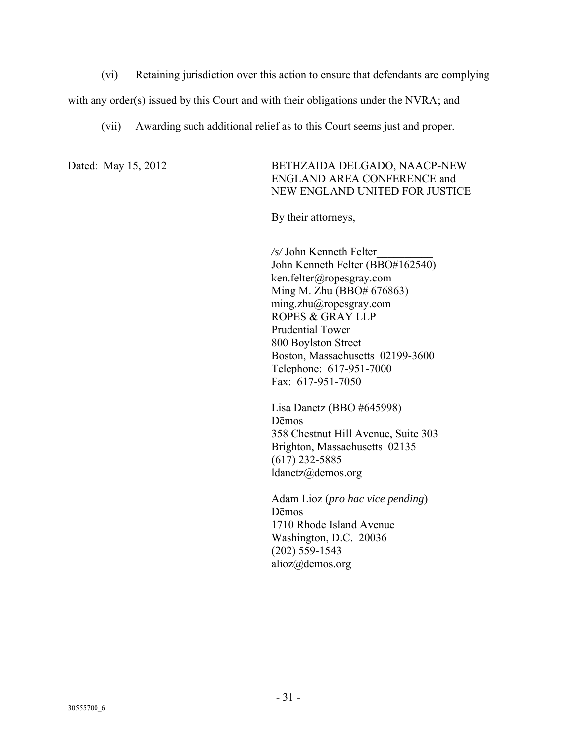(vi) Retaining jurisdiction over this action to ensure that defendants are complying with any order(s) issued by this Court and with their obligations under the NVRA; and

(vii) Awarding such additional relief as to this Court seems just and proper.

Dated: May 15, 2012

BETHZAIDA DELGADO, NAACP-NEW ENGLAND AREA CONFERENCE and NEW ENGLAND UNITED FOR JUSTICE

By their attorneys,

*/s/* John Kenneth Felter  
John Kenneth Felter (BBO#162540)  
ken.felter@ropesgray.com  
Ming M. Zhu (BBO# 676863)  
ming.zhu@ropesgray.com  
ROPES & GRAY LLP  
Prudential Tower  
800 Boylston Street  
Boston, Massachusetts 02199-3600  
Telephone: 617-951-7000  
Fax: 617-951-7050

Lisa Danetz (BBO #645998)  
Dēmos  
358 Chestnut Hill Avenue, Suite 303  
Brighton, Massachusetts 02135  
(617) 232-5885  
ldanetz@demos.org

Adam Lioz (*pro hac vice pending*)  
Dēmos  
1710 Rhode Island Avenue  
Washington, D.C. 20036  
(202) 559-1543  
alioz@demos.org

30555700_6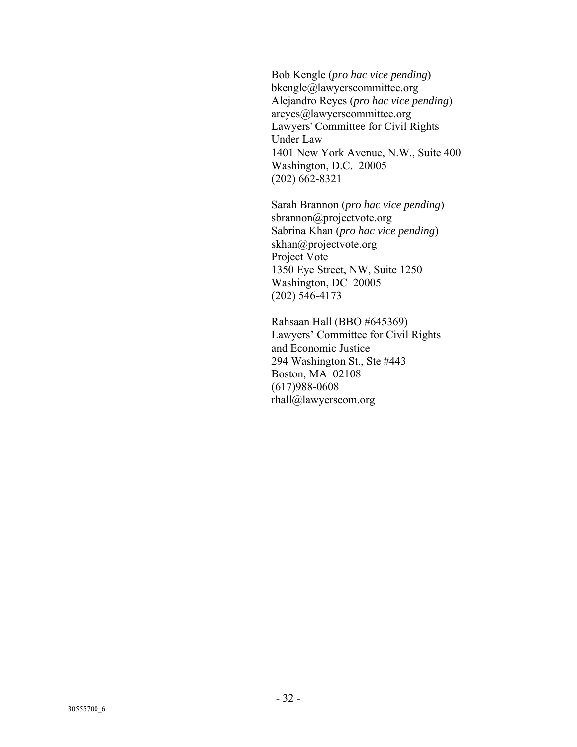Bob Kengle (*pro hac vice pending*)
bkengle@lawyerscommittee.org
Alejandro Reyes (*pro hac vice pending*)
areyes@lawyerscommittee.org
Lawyers' Committee for Civil Rights
Under Law
1401 New York Avenue, N.W., Suite 400
Washington, D.C. 20005
(202) 662-8321

Sarah Brannon (*pro hac vice pending*)
sbrannon@projectvote.org
Sabrina Khan (*pro hac vice pending*)
skhan@projectvote.org
Project Vote
1350 Eye Street, NW, Suite 1250
Washington, DC 20005
(202) 546-4173

Rahsaan Hall (BBO #645369)
Lawyers' Committee for Civil Rights
and Economic Justice
294 Washington St., Ste #443
Boston, MA 02108
(617)988-0608
rhall@lawyerscom.org

30555700_6